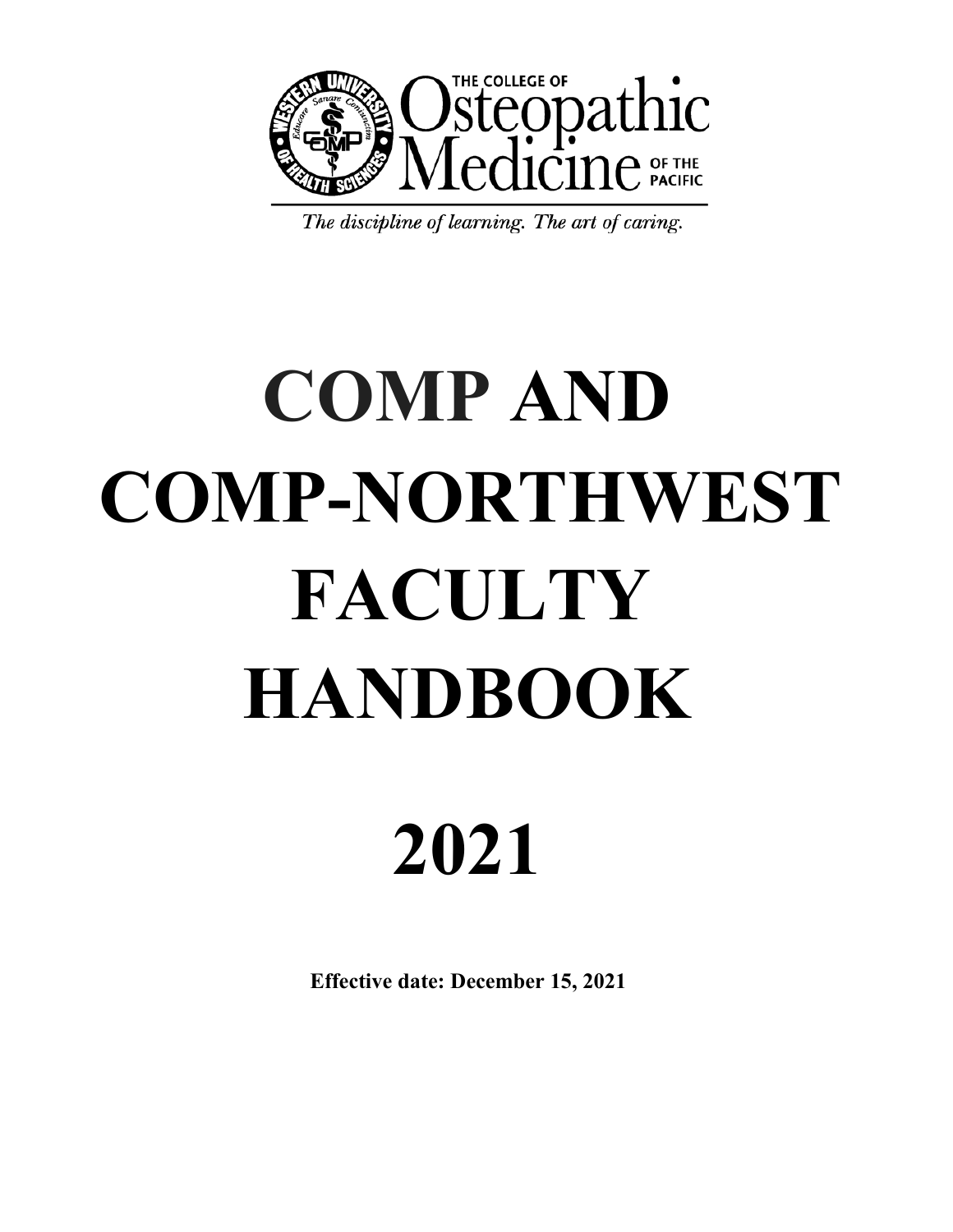THE COLLEGE OF Osteopathic Medicine OF THE PACIFIC

*The discipline of learning. The art of caring.*

# COMP AND COMP-NORTHWEST FACULTY HANDBOOK

# 2021

**Effective date: December 15, 2021**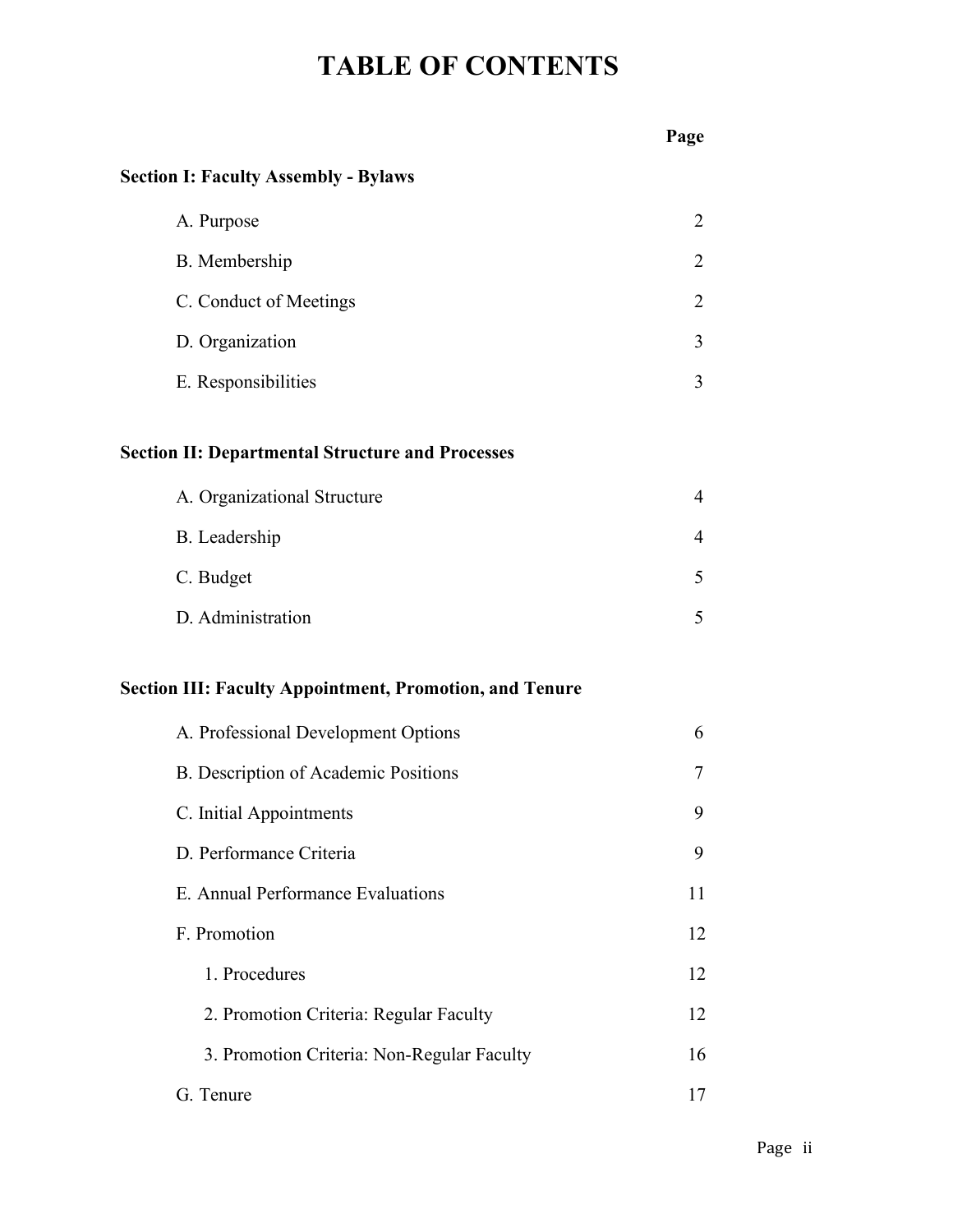# TABLE OF CONTENTS

| | Page |
|---|---|
| **Section I: Faculty Assembly - Bylaws** | |
| A. Purpose | 2 |
| B. Membership | 2 |
| C. Conduct of Meetings | 2 |
| D. Organization | 3 |
| E. Responsibilities | 3 |
| **Section II: Departmental Structure and Processes** | |
| A. Organizational Structure | 4 |
| B. Leadership | 4 |
| C. Budget | 5 |
| D. Administration | 5 |
| **Section III: Faculty Appointment, Promotion, and Tenure** | |
| A. Professional Development Options | 6 |
| B. Description of Academic Positions | 7 |
| C. Initial Appointments | 9 |
| D. Performance Criteria | 9 |
| E. Annual Performance Evaluations | 11 |
| F. Promotion | 12 |
| 1. Procedures | 12 |
| 2. Promotion Criteria: Regular Faculty | 12 |
| 3. Promotion Criteria: Non-Regular Faculty | 16 |
| G. Tenure | 17 |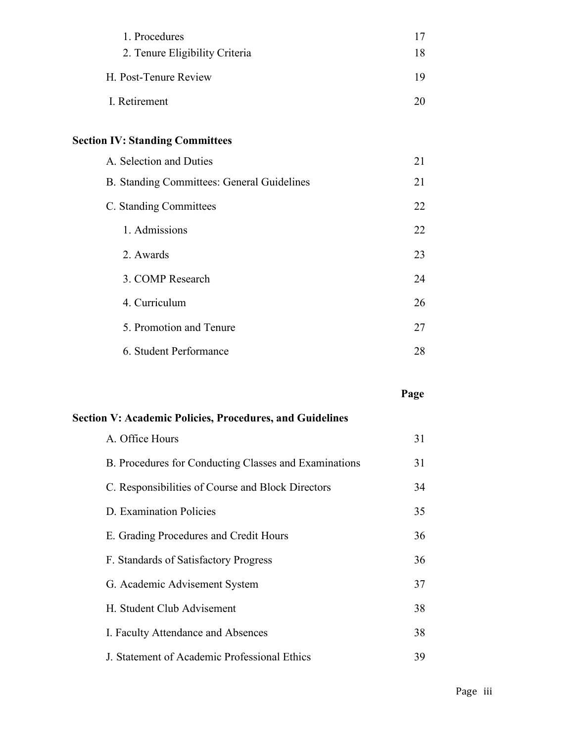| | |
|---|---|
| 1. Procedures | 17 |
| 2. Tenure Eligibility Criteria | 18 |
| H. Post-Tenure Review | 19 |
| I. Retirement | 20 |

**Section IV: Standing Committees**

| | |
|---|---|
| A. Selection and Duties | 21 |
| B. Standing Committees: General Guidelines | 21 |
| C. Standing Committees | 22 |
| 1. Admissions | 22 |
| 2. Awards | 23 |
| 3. COMP Research | 24 |
| 4. Curriculum | 26 |
| 5. Promotion and Tenure | 27 |
| 6. Student Performance | 28 |

| | **Page** |
|---|---|

**Section V: Academic Policies, Procedures, and Guidelines**

| | |
|---|---|
| A. Office Hours | 31 |
| B. Procedures for Conducting Classes and Examinations | 31 |
| C. Responsibilities of Course and Block Directors | 34 |
| D. Examination Policies | 35 |
| E. Grading Procedures and Credit Hours | 36 |
| F. Standards of Satisfactory Progress | 36 |
| G. Academic Advisement System | 37 |
| H. Student Club Advisement | 38 |
| I. Faculty Attendance and Absences | 38 |
| J. Statement of Academic Professional Ethics | 39 |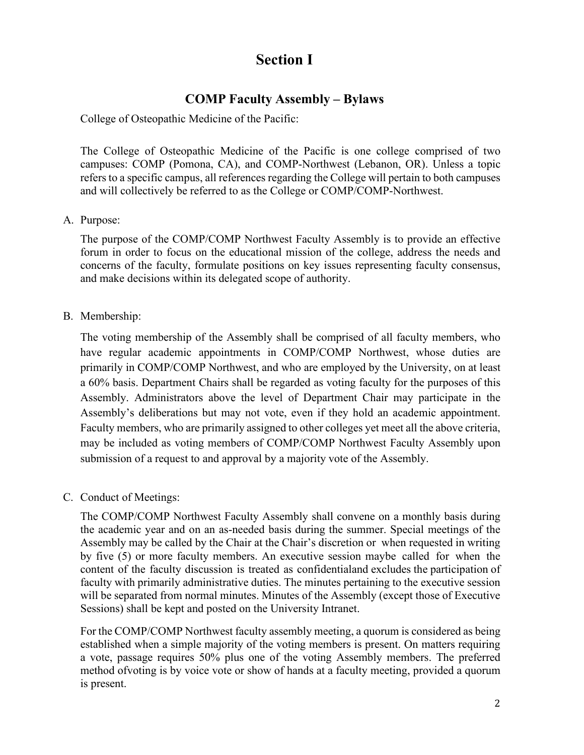# Section I

## COMP Faculty Assembly – Bylaws

College of Osteopathic Medicine of the Pacific:

The College of Osteopathic Medicine of the Pacific is one college comprised of two campuses: COMP (Pomona, CA), and COMP-Northwest (Lebanon, OR). Unless a topic refers to a specific campus, all references regarding the College will pertain to both campuses and will collectively be referred to as the College or COMP/COMP-Northwest.

A. Purpose:

The purpose of the COMP/COMP Northwest Faculty Assembly is to provide an effective forum in order to focus on the educational mission of the college, address the needs and concerns of the faculty, formulate positions on key issues representing faculty consensus, and make decisions within its delegated scope of authority.

B. Membership:

The voting membership of the Assembly shall be comprised of all faculty members, who have regular academic appointments in COMP/COMP Northwest, whose duties are primarily in COMP/COMP Northwest, and who are employed by the University, on at least a 60% basis. Department Chairs shall be regarded as voting faculty for the purposes of this Assembly. Administrators above the level of Department Chair may participate in the Assembly's deliberations but may not vote, even if they hold an academic appointment. Faculty members, who are primarily assigned to other colleges yet meet all the above criteria, may be included as voting members of COMP/COMP Northwest Faculty Assembly upon submission of a request to and approval by a majority vote of the Assembly.

C. Conduct of Meetings:

The COMP/COMP Northwest Faculty Assembly shall convene on a monthly basis during the academic year and on an as-needed basis during the summer. Special meetings of the Assembly may be called by the Chair at the Chair's discretion or when requested in writing by five (5) or more faculty members. An executive session maybe called for when the content of the faculty discussion is treated as confidentialand excludes the participation of faculty with primarily administrative duties. The minutes pertaining to the executive session will be separated from normal minutes. Minutes of the Assembly (except those of Executive Sessions) shall be kept and posted on the University Intranet.

For the COMP/COMP Northwest faculty assembly meeting, a quorum is considered as being established when a simple majority of the voting members is present. On matters requiring a vote, passage requires 50% plus one of the voting Assembly members. The preferred method ofvoting is by voice vote or show of hands at a faculty meeting, provided a quorum is present.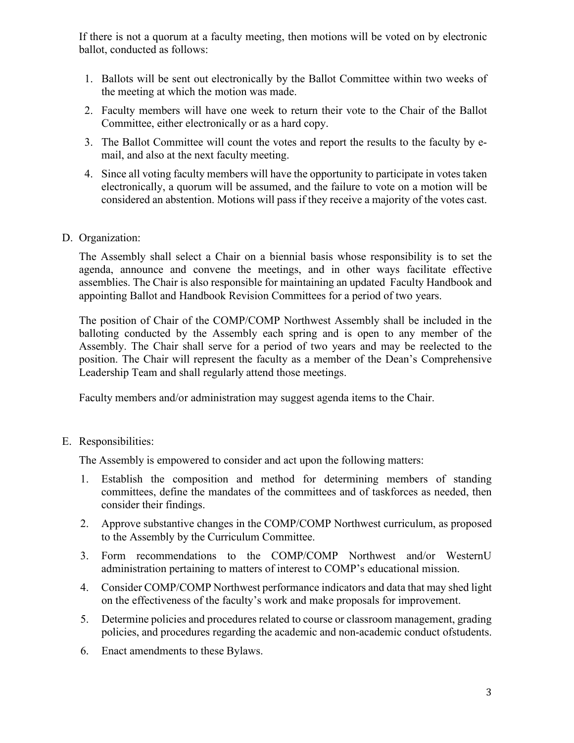If there is not a quorum at a faculty meeting, then motions will be voted on by electronic ballot, conducted as follows:

1. Ballots will be sent out electronically by the Ballot Committee within two weeks of the meeting at which the motion was made.
2. Faculty members will have one week to return their vote to the Chair of the Ballot Committee, either electronically or as a hard copy.
3. The Ballot Committee will count the votes and report the results to the faculty by e-mail, and also at the next faculty meeting.
4. Since all voting faculty members will have the opportunity to participate in votes taken electronically, a quorum will be assumed, and the failure to vote on a motion will be considered an abstention. Motions will pass if they receive a majority of the votes cast.

D. Organization:

The Assembly shall select a Chair on a biennial basis whose responsibility is to set the agenda, announce and convene the meetings, and in other ways facilitate effective assemblies. The Chair is also responsible for maintaining an updated Faculty Handbook and appointing Ballot and Handbook Revision Committees for a period of two years.

The position of Chair of the COMP/COMP Northwest Assembly shall be included in the balloting conducted by the Assembly each spring and is open to any member of the Assembly. The Chair shall serve for a period of two years and may be reelected to the position. The Chair will represent the faculty as a member of the Dean's Comprehensive Leadership Team and shall regularly attend those meetings.

Faculty members and/or administration may suggest agenda items to the Chair.

E. Responsibilities:

The Assembly is empowered to consider and act upon the following matters:

1. Establish the composition and method for determining members of standing committees, define the mandates of the committees and of taskforces as needed, then consider their findings.
2. Approve substantive changes in the COMP/COMP Northwest curriculum, as proposed to the Assembly by the Curriculum Committee.
3. Form recommendations to the COMP/COMP Northwest and/or WesternU administration pertaining to matters of interest to COMP's educational mission.
4. Consider COMP/COMP Northwest performance indicators and data that may shed light on the effectiveness of the faculty's work and make proposals for improvement.
5. Determine policies and procedures related to course or classroom management, grading policies, and procedures regarding the academic and non-academic conduct ofstudents.
6. Enact amendments to these Bylaws.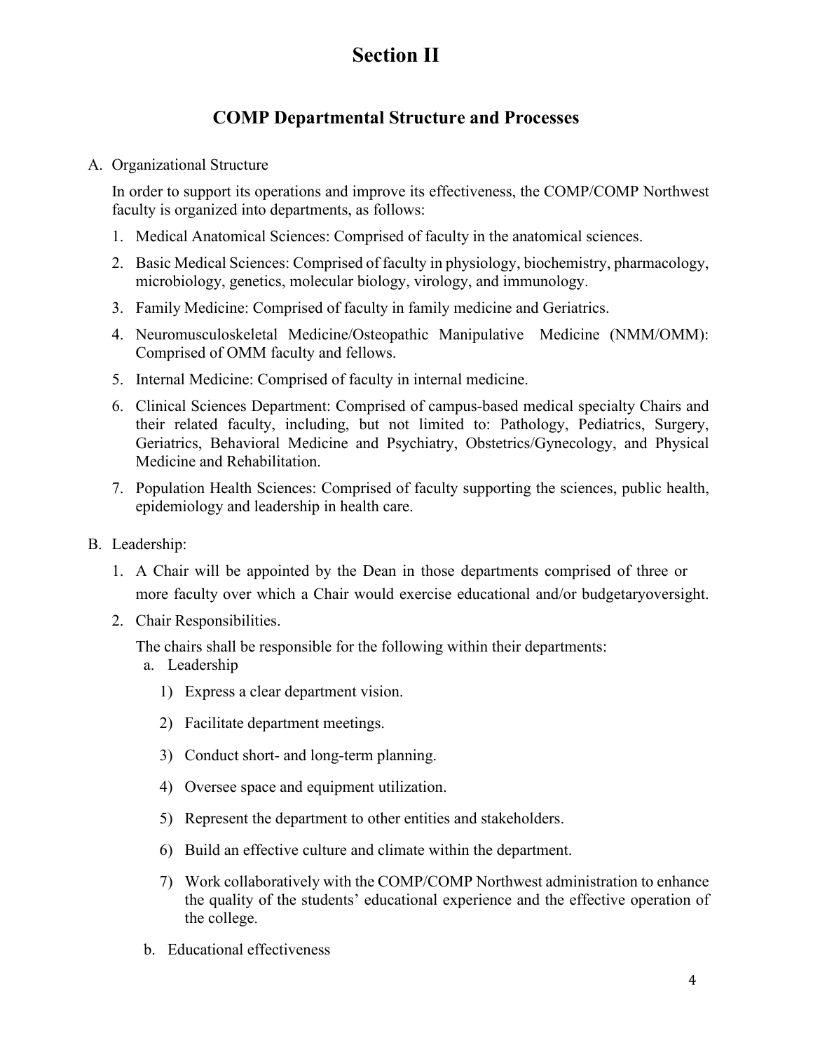# Section II

## COMP Departmental Structure and Processes

A. Organizational Structure

In order to support its operations and improve its effectiveness, the COMP/COMP Northwest faculty is organized into departments, as follows:

1. Medical Anatomical Sciences: Comprised of faculty in the anatomical sciences.
2. Basic Medical Sciences: Comprised of faculty in physiology, biochemistry, pharmacology, microbiology, genetics, molecular biology, virology, and immunology.
3. Family Medicine: Comprised of faculty in family medicine and Geriatrics.
4. Neuromusculoskeletal Medicine/Osteopathic Manipulative Medicine (NMM/OMM): Comprised of OMM faculty and fellows.
5. Internal Medicine: Comprised of faculty in internal medicine.
6. Clinical Sciences Department: Comprised of campus-based medical specialty Chairs and their related faculty, including, but not limited to: Pathology, Pediatrics, Surgery, Geriatrics, Behavioral Medicine and Psychiatry, Obstetrics/Gynecology, and Physical Medicine and Rehabilitation.
7. Population Health Sciences: Comprised of faculty supporting the sciences, public health, epidemiology and leadership in health care.

B. Leadership:

1. A Chair will be appointed by the Dean in those departments comprised of three or more faculty over which a Chair would exercise educational and/or budgetaryoversight.
2. Chair Responsibilities.

   The chairs shall be responsible for the following within their departments:

   a. Leadership

      1) Express a clear department vision.
      2) Facilitate department meetings.
      3) Conduct short- and long-term planning.
      4) Oversee space and equipment utilization.
      5) Represent the department to other entities and stakeholders.
      6) Build an effective culture and climate within the department.
      7) Work collaboratively with the COMP/COMP Northwest administration to enhance the quality of the students' educational experience and the effective operation of the college.

   b. Educational effectiveness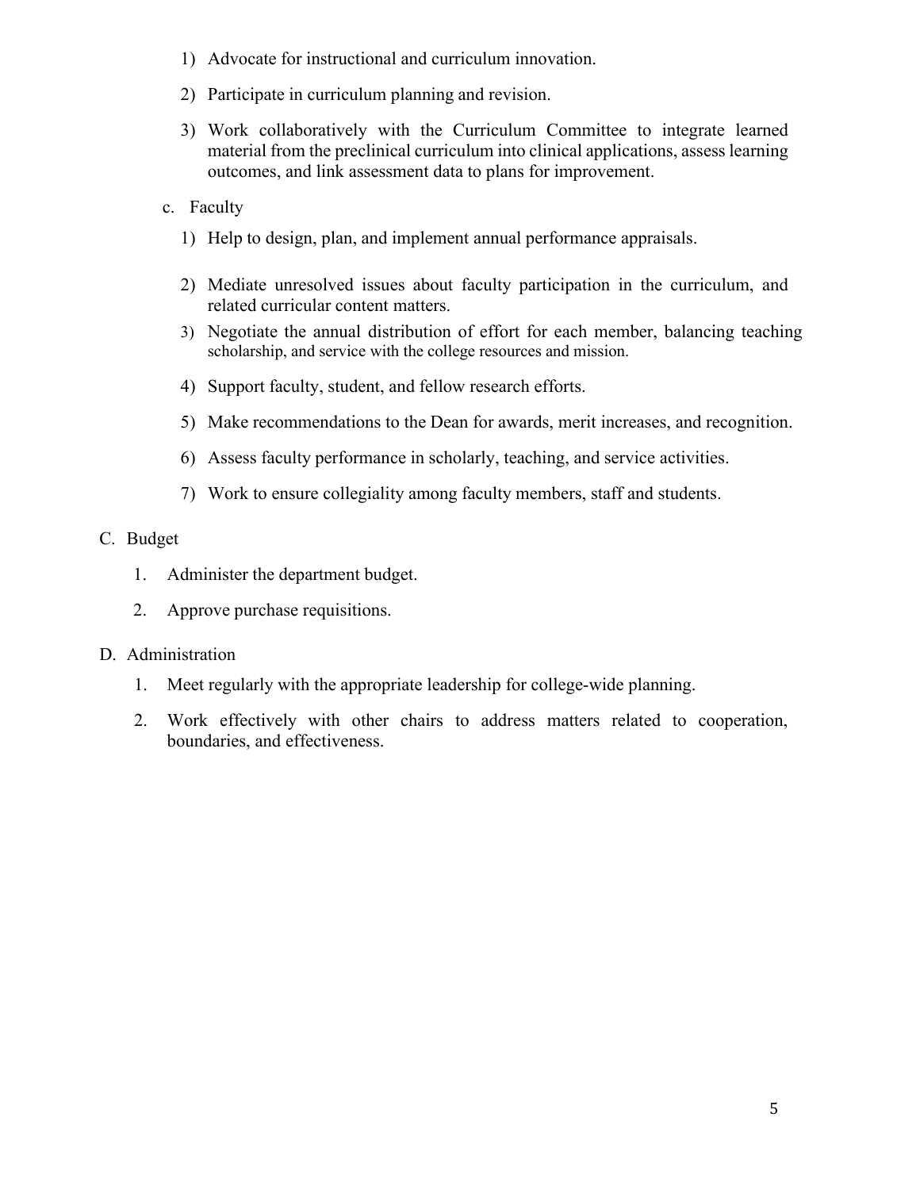1) Advocate for instructional and curriculum innovation.

2) Participate in curriculum planning and revision.

3) Work collaboratively with the Curriculum Committee to integrate learned material from the preclinical curriculum into clinical applications, assess learning outcomes, and link assessment data to plans for improvement.

c. Faculty

1) Help to design, plan, and implement annual performance appraisals.

2) Mediate unresolved issues about faculty participation in the curriculum, and related curricular content matters.

3) Negotiate the annual distribution of effort for each member, balancing teaching scholarship, and service with the college resources and mission.

4) Support faculty, student, and fellow research efforts.

5) Make recommendations to the Dean for awards, merit increases, and recognition.

6) Assess faculty performance in scholarly, teaching, and service activities.

7) Work to ensure collegiality among faculty members, staff and students.

C. Budget

1. Administer the department budget.

2. Approve purchase requisitions.

D. Administration

1. Meet regularly with the appropriate leadership for college-wide planning.

2. Work effectively with other chairs to address matters related to cooperation, boundaries, and effectiveness.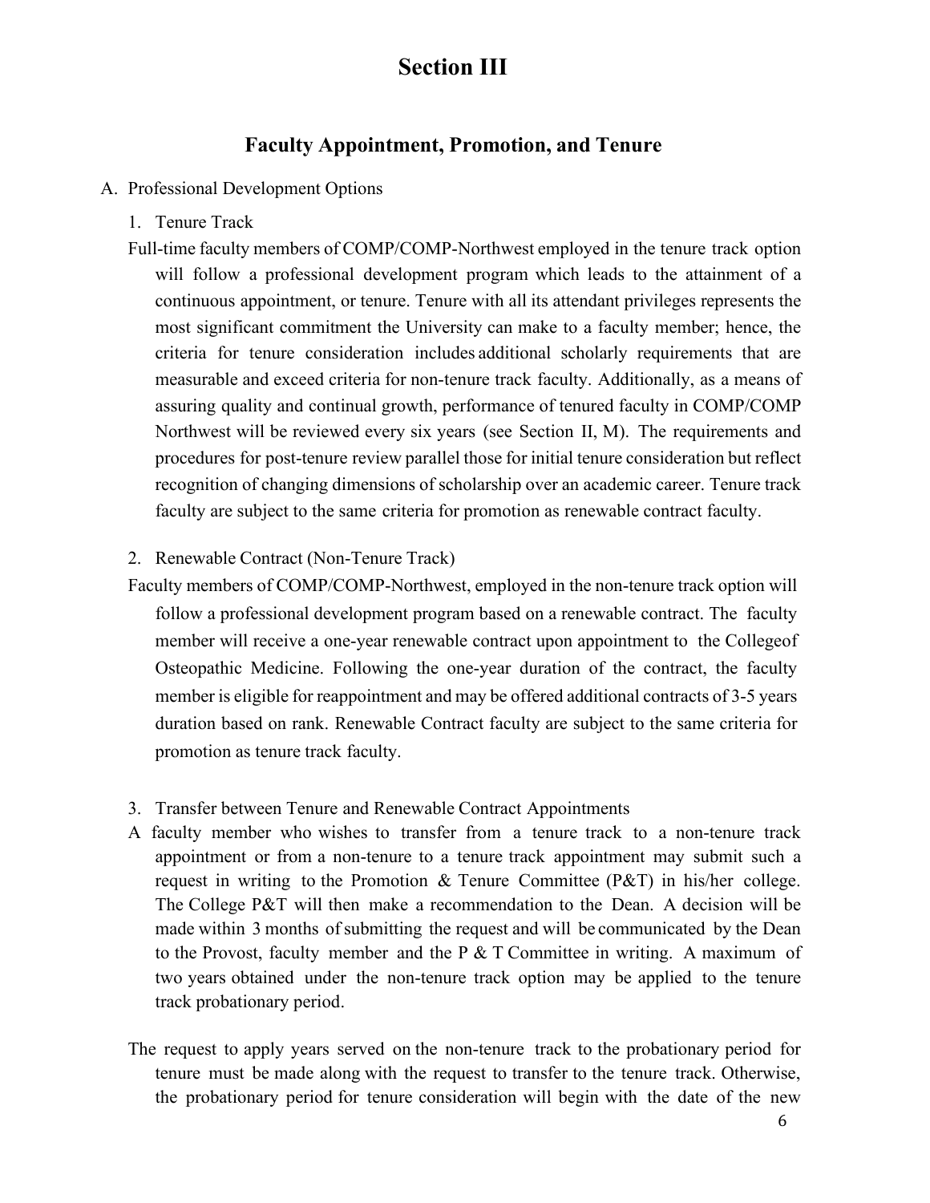# Section III

## Faculty Appointment, Promotion, and Tenure

A. Professional Development Options

1. Tenure Track

Full-time faculty members of COMP/COMP-Northwest employed in the tenure track option will follow a professional development program which leads to the attainment of a continuous appointment, or tenure. Tenure with all its attendant privileges represents the most significant commitment the University can make to a faculty member; hence, the criteria for tenure consideration includes additional scholarly requirements that are measurable and exceed criteria for non-tenure track faculty. Additionally, as a means of assuring quality and continual growth, performance of tenured faculty in COMP/COMP Northwest will be reviewed every six years (see Section II, M). The requirements and procedures for post-tenure review parallel those for initial tenure consideration but reflect recognition of changing dimensions of scholarship over an academic career. Tenure track faculty are subject to the same criteria for promotion as renewable contract faculty.

2. Renewable Contract (Non-Tenure Track)

Faculty members of COMP/COMP-Northwest, employed in the non-tenure track option will follow a professional development program based on a renewable contract. The faculty member will receive a one-year renewable contract upon appointment to the Collegeof Osteopathic Medicine. Following the one-year duration of the contract, the faculty member is eligible for reappointment and may be offered additional contracts of 3-5 years duration based on rank. Renewable Contract faculty are subject to the same criteria for promotion as tenure track faculty.

3. Transfer between Tenure and Renewable Contract Appointments

A faculty member who wishes to transfer from a tenure track to a non-tenure track appointment or from a non-tenure to a tenure track appointment may submit such a request in writing to the Promotion & Tenure Committee (P&T) in his/her college. The College P&T will then make a recommendation to the Dean. A decision will be made within 3 months of submitting the request and will be communicated by the Dean to the Provost, faculty member and the P & T Committee in writing. A maximum of two years obtained under the non-tenure track option may be applied to the tenure track probationary period.

The request to apply years served on the non-tenure track to the probationary period for tenure must be made along with the request to transfer to the tenure track. Otherwise, the probationary period for tenure consideration will begin with the date of the new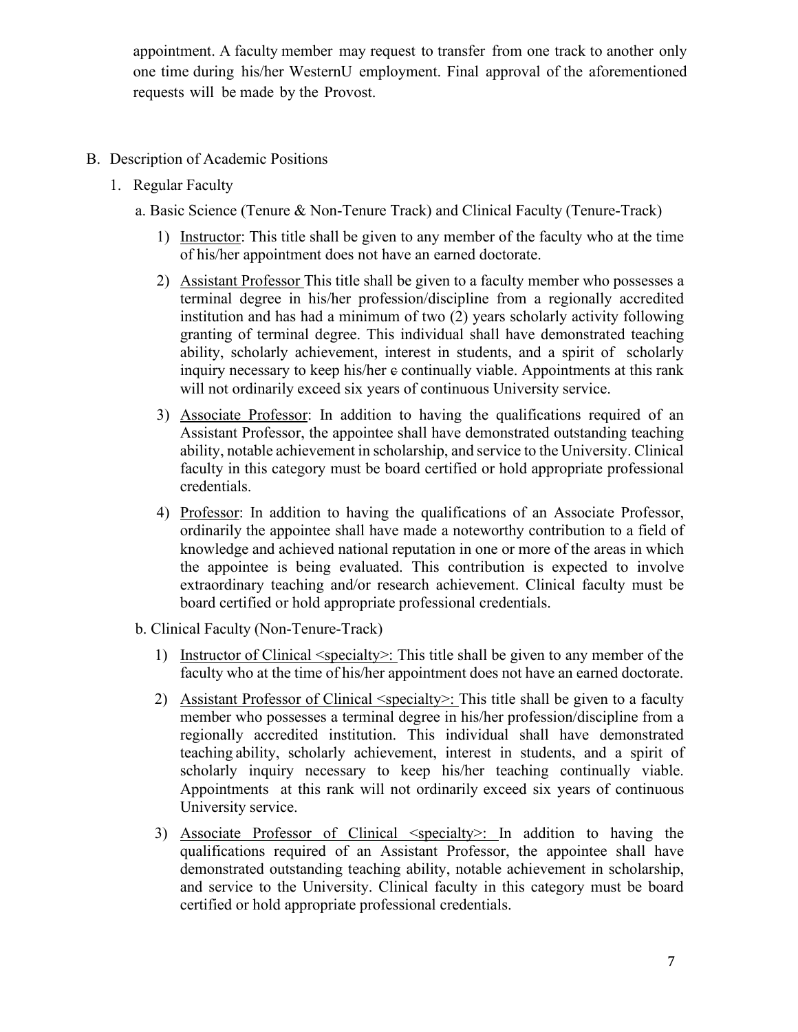appointment. A faculty member may request to transfer from one track to another only one time during his/her WesternU employment. Final approval of the aforementioned requests will be made by the Provost.

B. Description of Academic Positions

1. Regular Faculty

a. Basic Science (Tenure & Non-Tenure Track) and Clinical Faculty (Tenure-Track)

1) Instructor: This title shall be given to any member of the faculty who at the time of his/her appointment does not have an earned doctorate.

2) Assistant Professor This title shall be given to a faculty member who possesses a terminal degree in his/her profession/discipline from a regionally accredited institution and has had a minimum of two (2) years scholarly activity following granting of terminal degree. This individual shall have demonstrated teaching ability, scholarly achievement, interest in students, and a spirit of scholarly inquiry necessary to keep his/her e continually viable. Appointments at this rank will not ordinarily exceed six years of continuous University service.

3) Associate Professor: In addition to having the qualifications required of an Assistant Professor, the appointee shall have demonstrated outstanding teaching ability, notable achievement in scholarship, and service to the University. Clinical faculty in this category must be board certified or hold appropriate professional credentials.

4) Professor: In addition to having the qualifications of an Associate Professor, ordinarily the appointee shall have made a noteworthy contribution to a field of knowledge and achieved national reputation in one or more of the areas in which the appointee is being evaluated. This contribution is expected to involve extraordinary teaching and/or research achievement. Clinical faculty must be board certified or hold appropriate professional credentials.

b. Clinical Faculty (Non-Tenure-Track)

1) Instructor of Clinical <specialty>: This title shall be given to any member of the faculty who at the time of his/her appointment does not have an earned doctorate.

2) Assistant Professor of Clinical <specialty>: This title shall be given to a faculty member who possesses a terminal degree in his/her profession/discipline from a regionally accredited institution. This individual shall have demonstrated teaching ability, scholarly achievement, interest in students, and a spirit of scholarly inquiry necessary to keep his/her teaching continually viable. Appointments at this rank will not ordinarily exceed six years of continuous University service.

3) Associate Professor of Clinical <specialty>: In addition to having the qualifications required of an Assistant Professor, the appointee shall have demonstrated outstanding teaching ability, notable achievement in scholarship, and service to the University. Clinical faculty in this category must be board certified or hold appropriate professional credentials.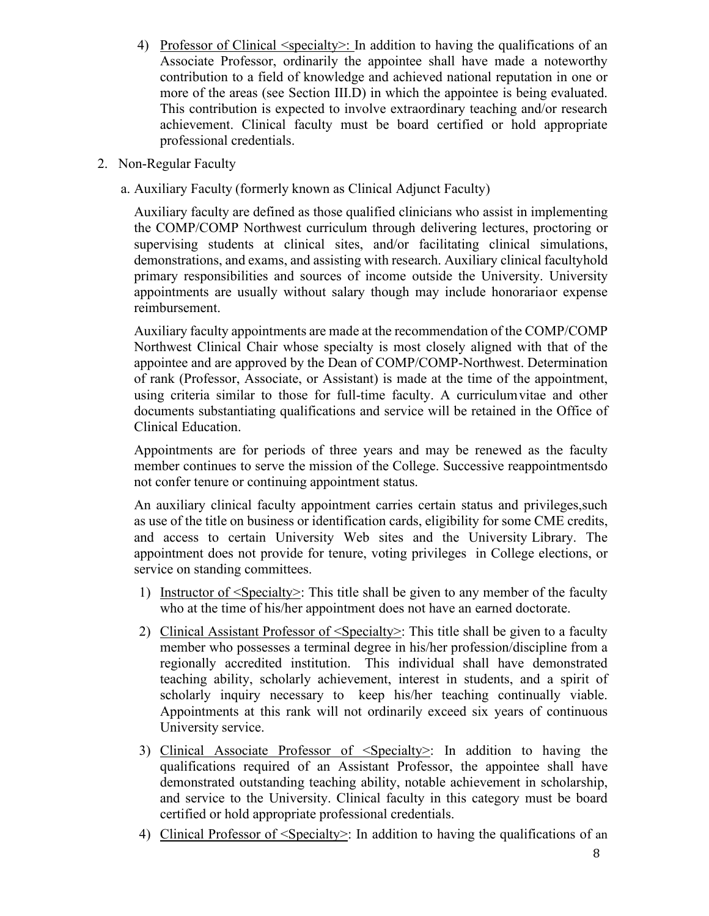4) Professor of Clinical <specialty>: In addition to having the qualifications of an Associate Professor, ordinarily the appointee shall have made a noteworthy contribution to a field of knowledge and achieved national reputation in one or more of the areas (see Section III.D) in which the appointee is being evaluated. This contribution is expected to involve extraordinary teaching and/or research achievement. Clinical faculty must be board certified or hold appropriate professional credentials.

2. Non-Regular Faculty

a. Auxiliary Faculty (formerly known as Clinical Adjunct Faculty)

Auxiliary faculty are defined as those qualified clinicians who assist in implementing the COMP/COMP Northwest curriculum through delivering lectures, proctoring or supervising students at clinical sites, and/or facilitating clinical simulations, demonstrations, and exams, and assisting with research. Auxiliary clinical facultyhold primary responsibilities and sources of income outside the University. University appointments are usually without salary though may include honorariaor expense reimbursement.

Auxiliary faculty appointments are made at the recommendation of the COMP/COMP Northwest Clinical Chair whose specialty is most closely aligned with that of the appointee and are approved by the Dean of COMP/COMP-Northwest. Determination of rank (Professor, Associate, or Assistant) is made at the time of the appointment, using criteria similar to those for full-time faculty. A curriculumvitae and other documents substantiating qualifications and service will be retained in the Office of Clinical Education.

Appointments are for periods of three years and may be renewed as the faculty member continues to serve the mission of the College. Successive reappointmentsdo not confer tenure or continuing appointment status.

An auxiliary clinical faculty appointment carries certain status and privileges,such as use of the title on business or identification cards, eligibility for some CME credits, and access to certain University Web sites and the University Library. The appointment does not provide for tenure, voting privileges in College elections, or service on standing committees.

1) Instructor of <Specialty>: This title shall be given to any member of the faculty who at the time of his/her appointment does not have an earned doctorate.

2) Clinical Assistant Professor of <Specialty>: This title shall be given to a faculty member who possesses a terminal degree in his/her profession/discipline from a regionally accredited institution. This individual shall have demonstrated teaching ability, scholarly achievement, interest in students, and a spirit of scholarly inquiry necessary to keep his/her teaching continually viable. Appointments at this rank will not ordinarily exceed six years of continuous University service.

3) Clinical Associate Professor of <Specialty>: In addition to having the qualifications required of an Assistant Professor, the appointee shall have demonstrated outstanding teaching ability, notable achievement in scholarship, and service to the University. Clinical faculty in this category must be board certified or hold appropriate professional credentials.

4) Clinical Professor of <Specialty>: In addition to having the qualifications of an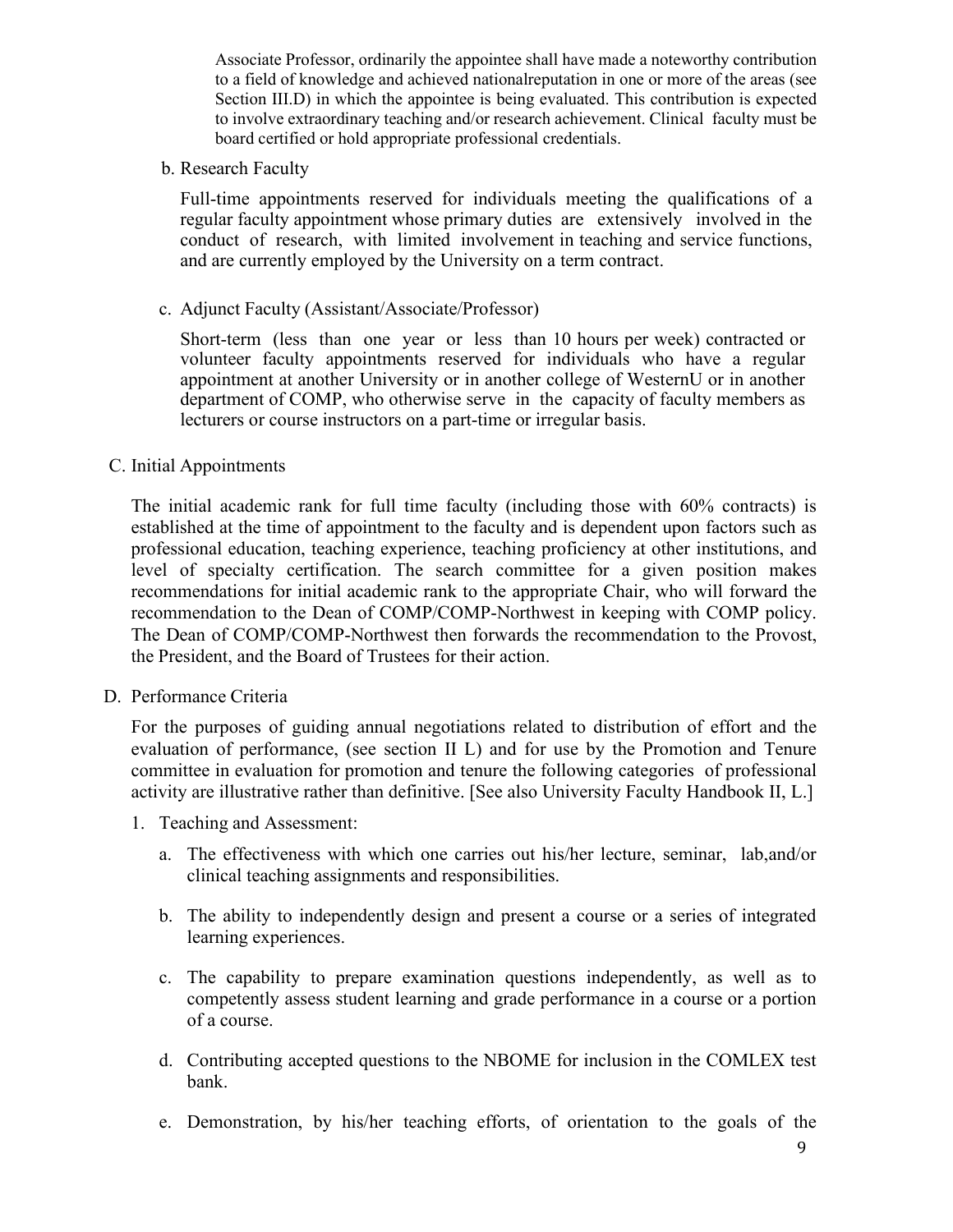Associate Professor, ordinarily the appointee shall have made a noteworthy contribution to a field of knowledge and achieved nationalreputation in one or more of the areas (see Section III.D) in which the appointee is being evaluated. This contribution is expected to involve extraordinary teaching and/or research achievement. Clinical faculty must be board certified or hold appropriate professional credentials.

b. Research Faculty

Full-time appointments reserved for individuals meeting the qualifications of a regular faculty appointment whose primary duties are extensively involved in the conduct of research, with limited involvement in teaching and service functions, and are currently employed by the University on a term contract.

c. Adjunct Faculty (Assistant/Associate/Professor)

Short-term (less than one year or less than 10 hours per week) contracted or volunteer faculty appointments reserved for individuals who have a regular appointment at another University or in another college of WesternU or in another department of COMP, who otherwise serve in the capacity of faculty members as lecturers or course instructors on a part-time or irregular basis.

C. Initial Appointments

The initial academic rank for full time faculty (including those with 60% contracts) is established at the time of appointment to the faculty and is dependent upon factors such as professional education, teaching experience, teaching proficiency at other institutions, and level of specialty certification. The search committee for a given position makes recommendations for initial academic rank to the appropriate Chair, who will forward the recommendation to the Dean of COMP/COMP-Northwest in keeping with COMP policy. The Dean of COMP/COMP-Northwest then forwards the recommendation to the Provost, the President, and the Board of Trustees for their action.

D. Performance Criteria

For the purposes of guiding annual negotiations related to distribution of effort and the evaluation of performance, (see section II L) and for use by the Promotion and Tenure committee in evaluation for promotion and tenure the following categories of professional activity are illustrative rather than definitive. [See also University Faculty Handbook II, L.]

1. Teaching and Assessment:

   a. The effectiveness with which one carries out his/her lecture, seminar, lab,and/or clinical teaching assignments and responsibilities.

   b. The ability to independently design and present a course or a series of integrated learning experiences.

   c. The capability to prepare examination questions independently, as well as to competently assess student learning and grade performance in a course or a portion of a course.

   d. Contributing accepted questions to the NBOME for inclusion in the COMLEX test bank.

   e. Demonstration, by his/her teaching efforts, of orientation to the goals of the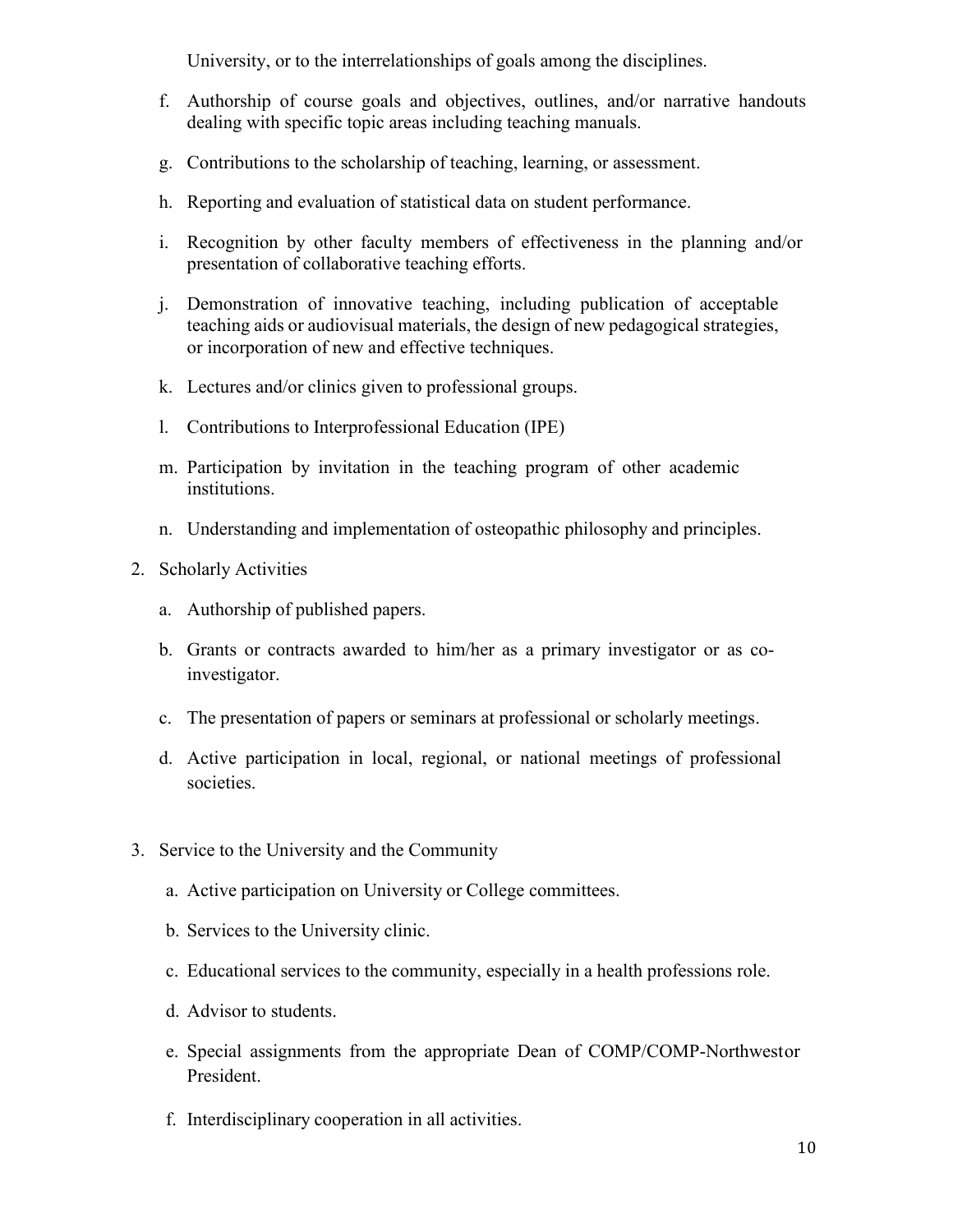University, or to the interrelationships of goals among the disciplines.

f. Authorship of course goals and objectives, outlines, and/or narrative handouts dealing with specific topic areas including teaching manuals.

g. Contributions to the scholarship of teaching, learning, or assessment.

h. Reporting and evaluation of statistical data on student performance.

i. Recognition by other faculty members of effectiveness in the planning and/or presentation of collaborative teaching efforts.

j. Demonstration of innovative teaching, including publication of acceptable teaching aids or audiovisual materials, the design of new pedagogical strategies, or incorporation of new and effective techniques.

k. Lectures and/or clinics given to professional groups.

l. Contributions to Interprofessional Education (IPE)

m. Participation by invitation in the teaching program of other academic institutions.

n. Understanding and implementation of osteopathic philosophy and principles.

2. Scholarly Activities

   a. Authorship of published papers.

   b. Grants or contracts awarded to him/her as a primary investigator or as co-investigator.

   c. The presentation of papers or seminars at professional or scholarly meetings.

   d. Active participation in local, regional, or national meetings of professional societies.

3. Service to the University and the Community

   a. Active participation on University or College committees.

   b. Services to the University clinic.

   c. Educational services to the community, especially in a health professions role.

   d. Advisor to students.

   e. Special assignments from the appropriate Dean of COMP/COMP-Northwestor President.

   f. Interdisciplinary cooperation in all activities.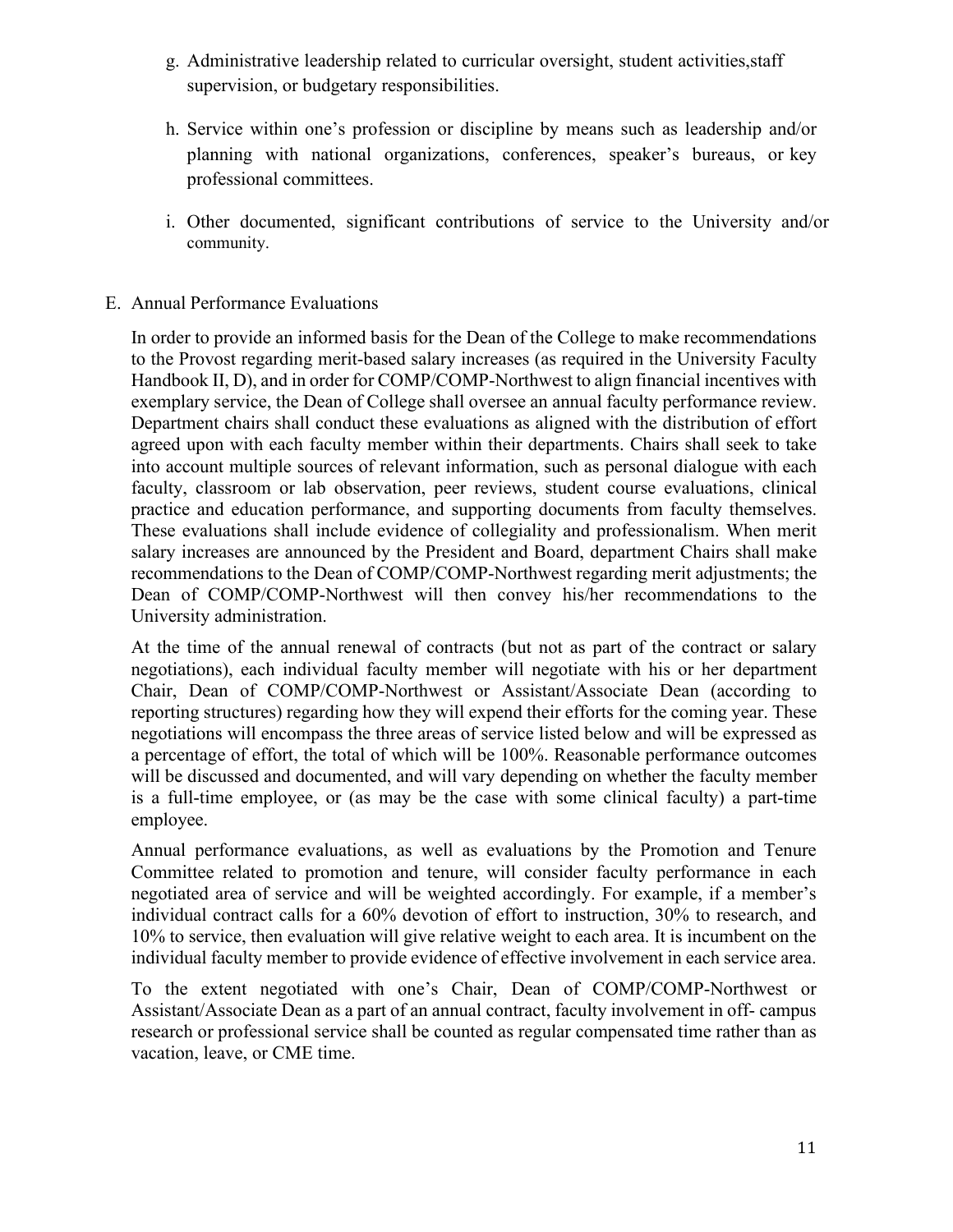g. Administrative leadership related to curricular oversight, student activities,staff supervision, or budgetary responsibilities.

h. Service within one's profession or discipline by means such as leadership and/or planning with national organizations, conferences, speaker's bureaus, or key professional committees.

i. Other documented, significant contributions of service to the University and/or community.

E. Annual Performance Evaluations

In order to provide an informed basis for the Dean of the College to make recommendations to the Provost regarding merit-based salary increases (as required in the University Faculty Handbook II, D), and in order for COMP/COMP-Northwest to align financial incentives with exemplary service, the Dean of College shall oversee an annual faculty performance review. Department chairs shall conduct these evaluations as aligned with the distribution of effort agreed upon with each faculty member within their departments. Chairs shall seek to take into account multiple sources of relevant information, such as personal dialogue with each faculty, classroom or lab observation, peer reviews, student course evaluations, clinical practice and education performance, and supporting documents from faculty themselves. These evaluations shall include evidence of collegiality and professionalism. When merit salary increases are announced by the President and Board, department Chairs shall make recommendations to the Dean of COMP/COMP-Northwest regarding merit adjustments; the Dean of COMP/COMP-Northwest will then convey his/her recommendations to the University administration.

At the time of the annual renewal of contracts (but not as part of the contract or salary negotiations), each individual faculty member will negotiate with his or her department Chair, Dean of COMP/COMP-Northwest or Assistant/Associate Dean (according to reporting structures) regarding how they will expend their efforts for the coming year. These negotiations will encompass the three areas of service listed below and will be expressed as a percentage of effort, the total of which will be 100%. Reasonable performance outcomes will be discussed and documented, and will vary depending on whether the faculty member is a full-time employee, or (as may be the case with some clinical faculty) a part-time employee.

Annual performance evaluations, as well as evaluations by the Promotion and Tenure Committee related to promotion and tenure, will consider faculty performance in each negotiated area of service and will be weighted accordingly. For example, if a member's individual contract calls for a 60% devotion of effort to instruction, 30% to research, and 10% to service, then evaluation will give relative weight to each area. It is incumbent on the individual faculty member to provide evidence of effective involvement in each service area.

To the extent negotiated with one's Chair, Dean of COMP/COMP-Northwest or Assistant/Associate Dean as a part of an annual contract, faculty involvement in off- campus research or professional service shall be counted as regular compensated time rather than as vacation, leave, or CME time.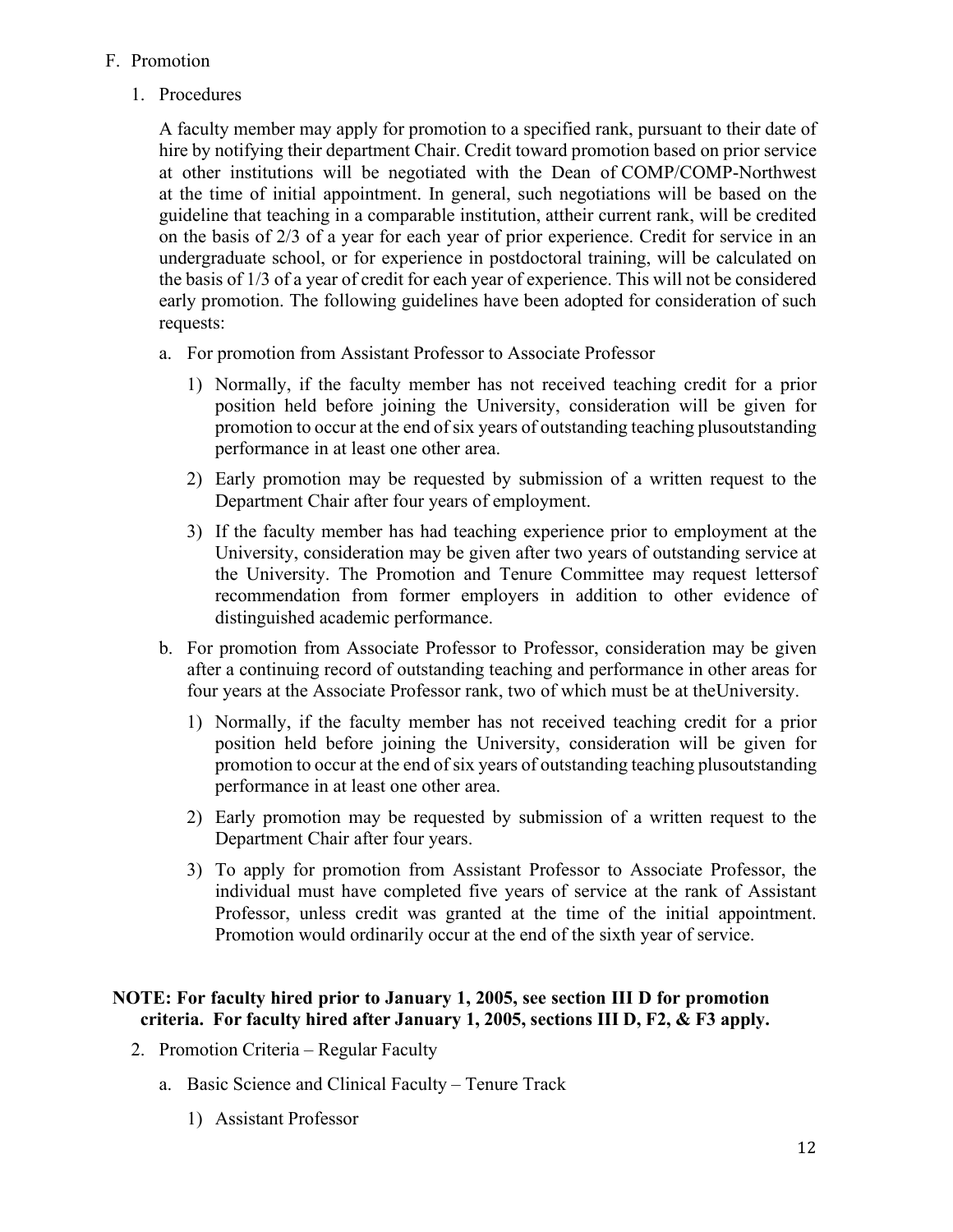F. Promotion

1. Procedures

   A faculty member may apply for promotion to a specified rank, pursuant to their date of hire by notifying their department Chair. Credit toward promotion based on prior service at other institutions will be negotiated with the Dean of COMP/COMP-Northwest at the time of initial appointment. In general, such negotiations will be based on the guideline that teaching in a comparable institution, attheir current rank, will be credited on the basis of 2/3 of a year for each year of prior experience. Credit for service in an undergraduate school, or for experience in postdoctoral training, will be calculated on the basis of 1/3 of a year of credit for each year of experience. This will not be considered early promotion. The following guidelines have been adopted for consideration of such requests:

   a. For promotion from Assistant Professor to Associate Professor

      1) Normally, if the faculty member has not received teaching credit for a prior position held before joining the University, consideration will be given for promotion to occur at the end of six years of outstanding teaching plusoutstanding performance in at least one other area.

      2) Early promotion may be requested by submission of a written request to the Department Chair after four years of employment.

      3) If the faculty member has had teaching experience prior to employment at the University, consideration may be given after two years of outstanding service at the University. The Promotion and Tenure Committee may request lettersof recommendation from former employers in addition to other evidence of distinguished academic performance.

   b. For promotion from Associate Professor to Professor, consideration may be given after a continuing record of outstanding teaching and performance in other areas for four years at the Associate Professor rank, two of which must be at theUniversity.

      1) Normally, if the faculty member has not received teaching credit for a prior position held before joining the University, consideration will be given for promotion to occur at the end of six years of outstanding teaching plusoutstanding performance in at least one other area.

      2) Early promotion may be requested by submission of a written request to the Department Chair after four years.

      3) To apply for promotion from Assistant Professor to Associate Professor, the individual must have completed five years of service at the rank of Assistant Professor, unless credit was granted at the time of the initial appointment. Promotion would ordinarily occur at the end of the sixth year of service.

**NOTE: For faculty hired prior to January 1, 2005, see section III D for promotion criteria. For faculty hired after January 1, 2005, sections III D, F2, & F3 apply.**

2. Promotion Criteria – Regular Faculty

   a. Basic Science and Clinical Faculty – Tenure Track

      1) Assistant Professor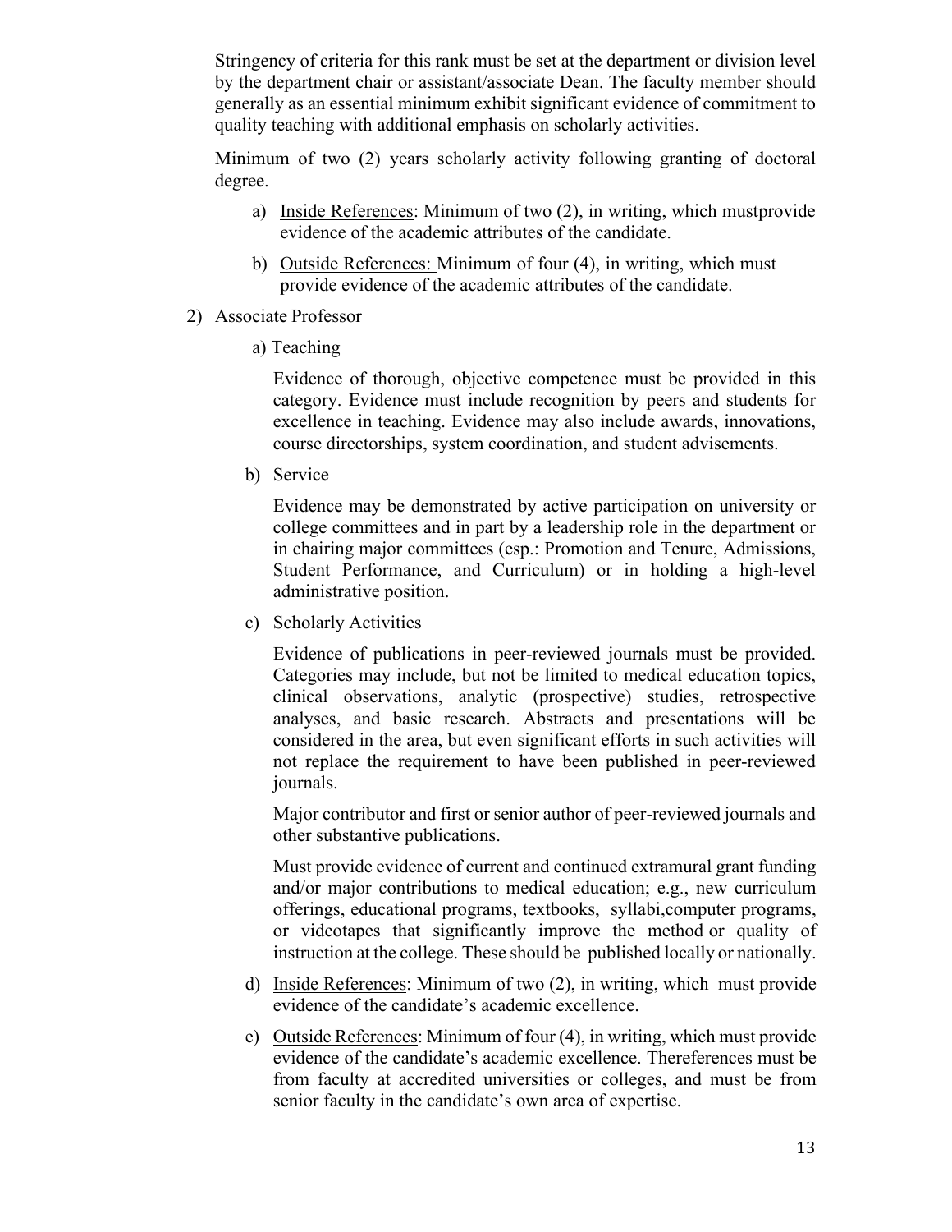Stringency of criteria for this rank must be set at the department or division level by the department chair or assistant/associate Dean. The faculty member should generally as an essential minimum exhibit significant evidence of commitment to quality teaching with additional emphasis on scholarly activities.

Minimum of two (2) years scholarly activity following granting of doctoral degree.

a) Inside References: Minimum of two (2), in writing, which mustprovide evidence of the academic attributes of the candidate.

b) Outside References: Minimum of four (4), in writing, which must provide evidence of the academic attributes of the candidate.

2) Associate Professor

a) Teaching

Evidence of thorough, objective competence must be provided in this category. Evidence must include recognition by peers and students for excellence in teaching. Evidence may also include awards, innovations, course directorships, system coordination, and student advisements.

b) Service

Evidence may be demonstrated by active participation on university or college committees and in part by a leadership role in the department or in chairing major committees (esp.: Promotion and Tenure, Admissions, Student Performance, and Curriculum) or in holding a high-level administrative position.

c) Scholarly Activities

Evidence of publications in peer-reviewed journals must be provided. Categories may include, but not be limited to medical education topics, clinical observations, analytic (prospective) studies, retrospective analyses, and basic research. Abstracts and presentations will be considered in the area, but even significant efforts in such activities will not replace the requirement to have been published in peer-reviewed journals.

Major contributor and first or senior author of peer-reviewed journals and other substantive publications.

Must provide evidence of current and continued extramural grant funding and/or major contributions to medical education; e.g., new curriculum offerings, educational programs, textbooks, syllabi,computer programs, or videotapes that significantly improve the method or quality of instruction at the college. These should be published locally or nationally.

d) Inside References: Minimum of two (2), in writing, which must provide evidence of the candidate's academic excellence.

e) Outside References: Minimum of four (4), in writing, which must provide evidence of the candidate's academic excellence. Thereferences must be from faculty at accredited universities or colleges, and must be from senior faculty in the candidate's own area of expertise.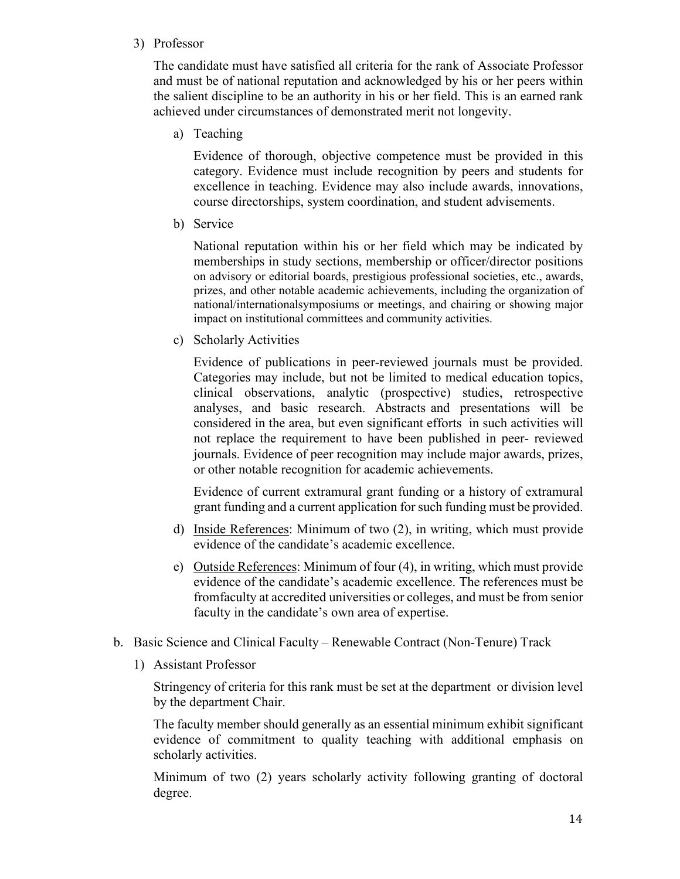3) Professor

   The candidate must have satisfied all criteria for the rank of Associate Professor and must be of national reputation and acknowledged by his or her peers within the salient discipline to be an authority in his or her field. This is an earned rank achieved under circumstances of demonstrated merit not longevity.

   a) Teaching

      Evidence of thorough, objective competence must be provided in this category. Evidence must include recognition by peers and students for excellence in teaching. Evidence may also include awards, innovations, course directorships, system coordination, and student advisements.

   b) Service

      National reputation within his or her field which may be indicated by memberships in study sections, membership or officer/director positions on advisory or editorial boards, prestigious professional societies, etc., awards, prizes, and other notable academic achievements, including the organization of national/internationalsymposiums or meetings, and chairing or showing major impact on institutional committees and community activities.

   c) Scholarly Activities

      Evidence of publications in peer-reviewed journals must be provided. Categories may include, but not be limited to medical education topics, clinical observations, analytic (prospective) studies, retrospective analyses, and basic research. Abstracts and presentations will be considered in the area, but even significant efforts in such activities will not replace the requirement to have been published in peer- reviewed journals. Evidence of peer recognition may include major awards, prizes, or other notable recognition for academic achievements.

      Evidence of current extramural grant funding or a history of extramural grant funding and a current application for such funding must be provided.

   d) Inside References: Minimum of two (2), in writing, which must provide evidence of the candidate's academic excellence.

   e) Outside References: Minimum of four (4), in writing, which must provide evidence of the candidate's academic excellence. The references must be fromfaculty at accredited universities or colleges, and must be from senior faculty in the candidate's own area of expertise.

b. Basic Science and Clinical Faculty – Renewable Contract (Non-Tenure) Track

   1) Assistant Professor

      Stringency of criteria for this rank must be set at the department or division level by the department Chair.

      The faculty member should generally as an essential minimum exhibit significant evidence of commitment to quality teaching with additional emphasis on scholarly activities.

      Minimum of two (2) years scholarly activity following granting of doctoral degree.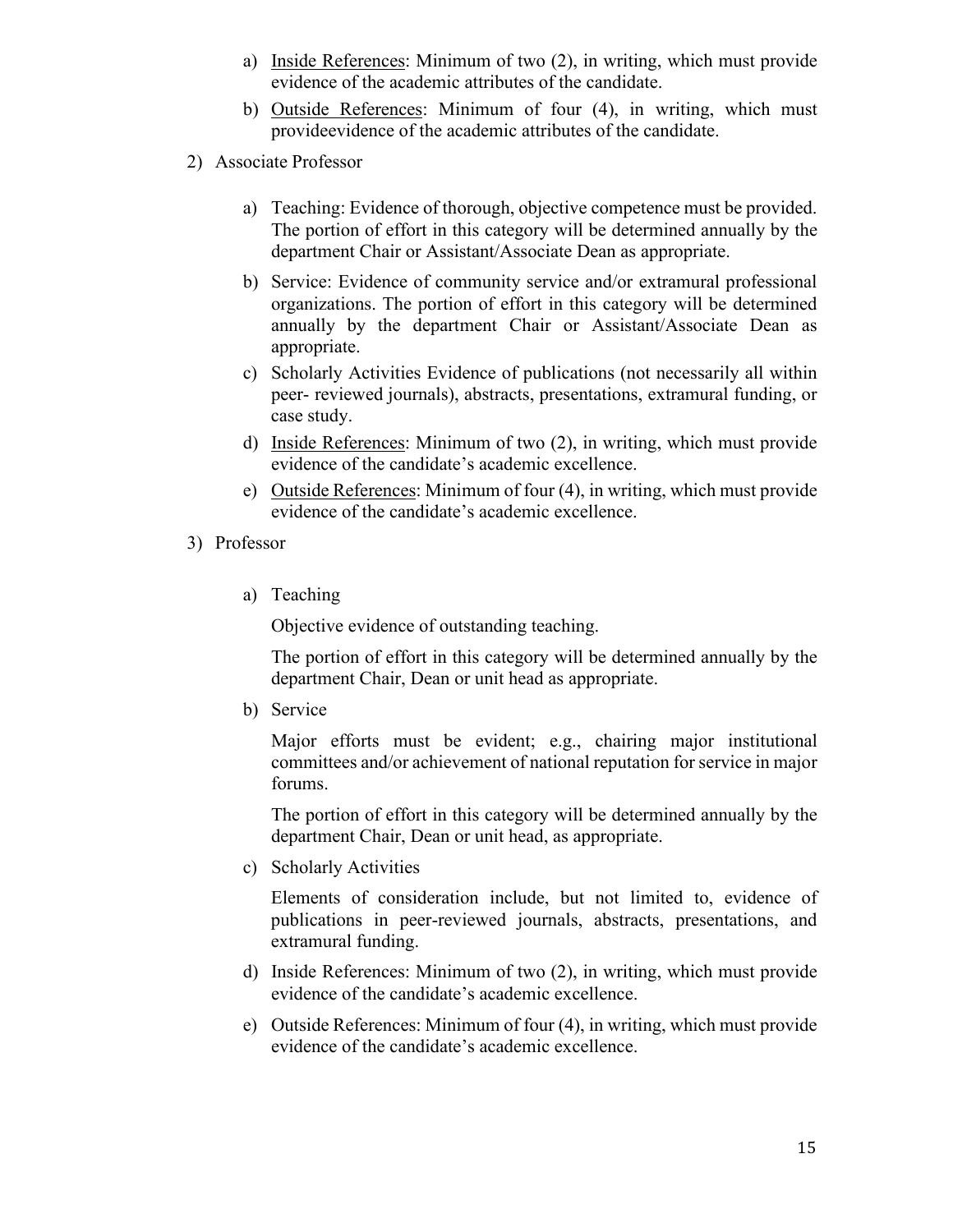a) Inside References: Minimum of two (2), in writing, which must provide evidence of the academic attributes of the candidate.

b) Outside References: Minimum of four (4), in writing, which must provideevidence of the academic attributes of the candidate.

2) Associate Professor

a) Teaching: Evidence of thorough, objective competence must be provided. The portion of effort in this category will be determined annually by the department Chair or Assistant/Associate Dean as appropriate.

b) Service: Evidence of community service and/or extramural professional organizations. The portion of effort in this category will be determined annually by the department Chair or Assistant/Associate Dean as appropriate.

c) Scholarly Activities Evidence of publications (not necessarily all within peer- reviewed journals), abstracts, presentations, extramural funding, or case study.

d) Inside References: Minimum of two (2), in writing, which must provide evidence of the candidate's academic excellence.

e) Outside References: Minimum of four (4), in writing, which must provide evidence of the candidate's academic excellence.

3) Professor

a) Teaching

Objective evidence of outstanding teaching.

The portion of effort in this category will be determined annually by the department Chair, Dean or unit head as appropriate.

b) Service

Major efforts must be evident; e.g., chairing major institutional committees and/or achievement of national reputation for service in major forums.

The portion of effort in this category will be determined annually by the department Chair, Dean or unit head, as appropriate.

c) Scholarly Activities

Elements of consideration include, but not limited to, evidence of publications in peer-reviewed journals, abstracts, presentations, and extramural funding.

d) Inside References: Minimum of two (2), in writing, which must provide evidence of the candidate's academic excellence.

e) Outside References: Minimum of four (4), in writing, which must provide evidence of the candidate's academic excellence.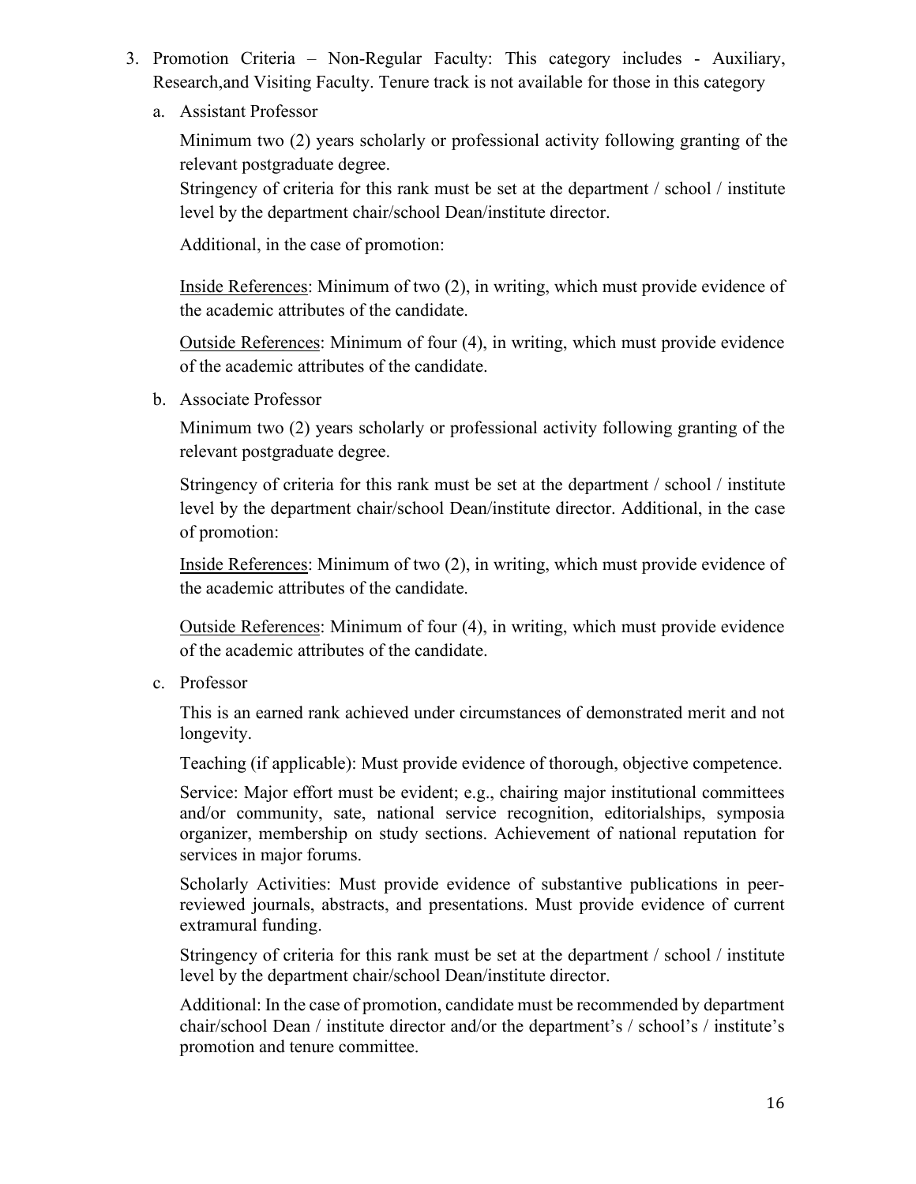3. Promotion Criteria – Non-Regular Faculty: This category includes - Auxiliary, Research,and Visiting Faculty. Tenure track is not available for those in this category

   a. Assistant Professor

      Minimum two (2) years scholarly or professional activity following granting of the relevant postgraduate degree.

      Stringency of criteria for this rank must be set at the department / school / institute level by the department chair/school Dean/institute director.

      Additional, in the case of promotion:

      <u>Inside References</u>: Minimum of two (2), in writing, which must provide evidence of the academic attributes of the candidate.

      <u>Outside References</u>: Minimum of four (4), in writing, which must provide evidence of the academic attributes of the candidate.

   b. Associate Professor

      Minimum two (2) years scholarly or professional activity following granting of the relevant postgraduate degree.

      Stringency of criteria for this rank must be set at the department / school / institute level by the department chair/school Dean/institute director. Additional, in the case of promotion:

      <u>Inside References</u>: Minimum of two (2), in writing, which must provide evidence of the academic attributes of the candidate.

      <u>Outside References</u>: Minimum of four (4), in writing, which must provide evidence of the academic attributes of the candidate.

   c. Professor

      This is an earned rank achieved under circumstances of demonstrated merit and not longevity.

      Teaching (if applicable): Must provide evidence of thorough, objective competence.

      Service: Major effort must be evident; e.g., chairing major institutional committees and/or community, sate, national service recognition, editorialships, symposia organizer, membership on study sections. Achievement of national reputation for services in major forums.

      Scholarly Activities: Must provide evidence of substantive publications in peer-reviewed journals, abstracts, and presentations. Must provide evidence of current extramural funding.

      Stringency of criteria for this rank must be set at the department / school / institute level by the department chair/school Dean/institute director.

      Additional: In the case of promotion, candidate must be recommended by department chair/school Dean / institute director and/or the department's / school's / institute's promotion and tenure committee.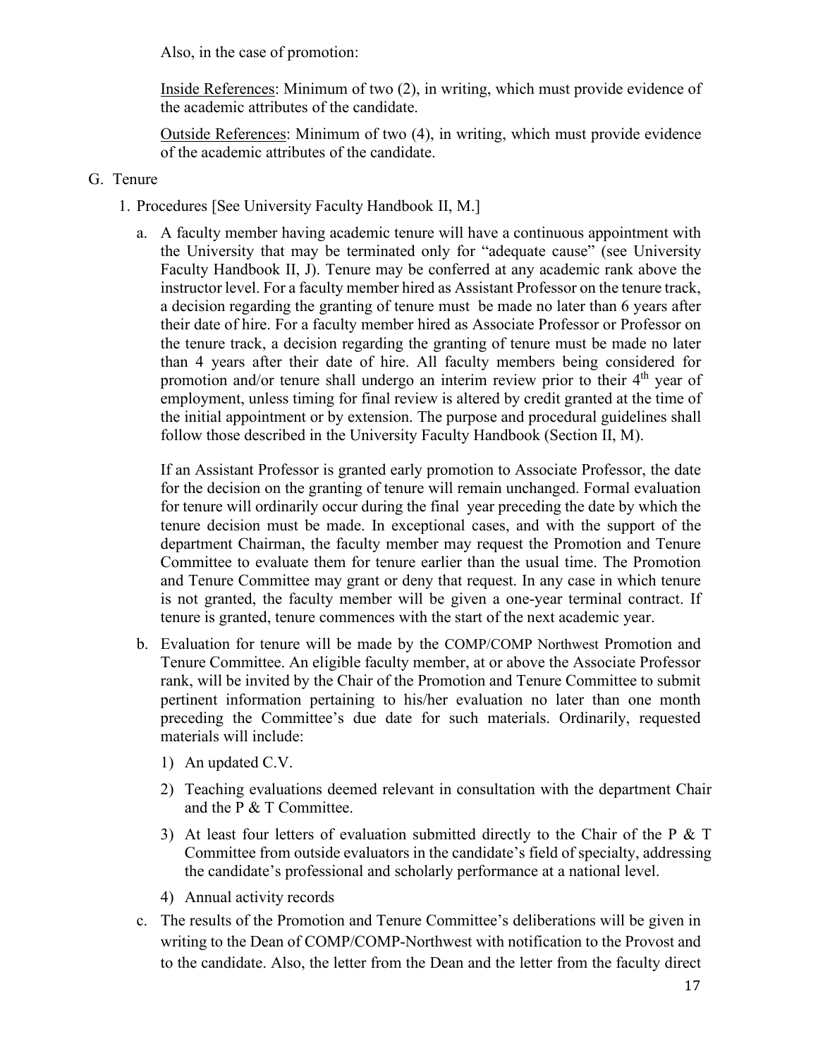Also, in the case of promotion:

Inside References: Minimum of two (2), in writing, which must provide evidence of the academic attributes of the candidate.

Outside References: Minimum of two (4), in writing, which must provide evidence of the academic attributes of the candidate.

G. Tenure

1. Procedures [See University Faculty Handbook II, M.]

   a. A faculty member having academic tenure will have a continuous appointment with the University that may be terminated only for "adequate cause" (see University Faculty Handbook II, J). Tenure may be conferred at any academic rank above the instructor level. For a faculty member hired as Assistant Professor on the tenure track, a decision regarding the granting of tenure must be made no later than 6 years after their date of hire. For a faculty member hired as Associate Professor or Professor on the tenure track, a decision regarding the granting of tenure must be made no later than 4 years after their date of hire. All faculty members being considered for promotion and/or tenure shall undergo an interim review prior to their 4th year of employment, unless timing for final review is altered by credit granted at the time of the initial appointment or by extension. The purpose and procedural guidelines shall follow those described in the University Faculty Handbook (Section II, M).

      If an Assistant Professor is granted early promotion to Associate Professor, the date for the decision on the granting of tenure will remain unchanged. Formal evaluation for tenure will ordinarily occur during the final year preceding the date by which the tenure decision must be made. In exceptional cases, and with the support of the department Chairman, the faculty member may request the Promotion and Tenure Committee to evaluate them for tenure earlier than the usual time. The Promotion and Tenure Committee may grant or deny that request. In any case in which tenure is not granted, the faculty member will be given a one-year terminal contract. If tenure is granted, tenure commences with the start of the next academic year.

   b. Evaluation for tenure will be made by the COMP/COMP Northwest Promotion and Tenure Committee. An eligible faculty member, at or above the Associate Professor rank, will be invited by the Chair of the Promotion and Tenure Committee to submit pertinent information pertaining to his/her evaluation no later than one month preceding the Committee's due date for such materials. Ordinarily, requested materials will include:

      1) An updated C.V.
      2) Teaching evaluations deemed relevant in consultation with the department Chair and the P & T Committee.
      3) At least four letters of evaluation submitted directly to the Chair of the P & T Committee from outside evaluators in the candidate's field of specialty, addressing the candidate's professional and scholarly performance at a national level.
      4) Annual activity records

   c. The results of the Promotion and Tenure Committee's deliberations will be given in writing to the Dean of COMP/COMP-Northwest with notification to the Provost and to the candidate. Also, the letter from the Dean and the letter from the faculty direct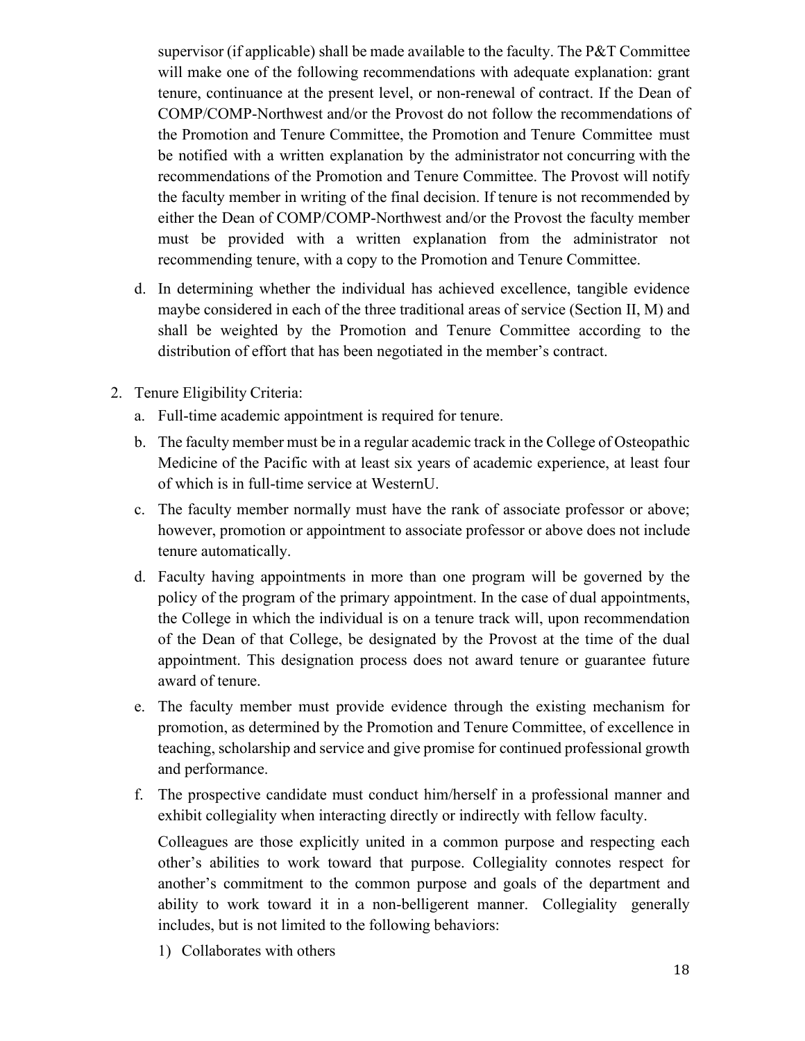supervisor (if applicable) shall be made available to the faculty. The P&T Committee will make one of the following recommendations with adequate explanation: grant tenure, continuance at the present level, or non-renewal of contract. If the Dean of COMP/COMP-Northwest and/or the Provost do not follow the recommendations of the Promotion and Tenure Committee, the Promotion and Tenure Committee must be notified with a written explanation by the administrator not concurring with the recommendations of the Promotion and Tenure Committee. The Provost will notify the faculty member in writing of the final decision. If tenure is not recommended by either the Dean of COMP/COMP-Northwest and/or the Provost the faculty member must be provided with a written explanation from the administrator not recommending tenure, with a copy to the Promotion and Tenure Committee.

d. In determining whether the individual has achieved excellence, tangible evidence maybe considered in each of the three traditional areas of service (Section II, M) and shall be weighted by the Promotion and Tenure Committee according to the distribution of effort that has been negotiated in the member's contract.

2. Tenure Eligibility Criteria:
   a. Full-time academic appointment is required for tenure.
   b. The faculty member must be in a regular academic track in the College of Osteopathic Medicine of the Pacific with at least six years of academic experience, at least four of which is in full-time service at WesternU.
   c. The faculty member normally must have the rank of associate professor or above; however, promotion or appointment to associate professor or above does not include tenure automatically.
   d. Faculty having appointments in more than one program will be governed by the policy of the program of the primary appointment. In the case of dual appointments, the College in which the individual is on a tenure track will, upon recommendation of the Dean of that College, be designated by the Provost at the time of the dual appointment. This designation process does not award tenure or guarantee future award of tenure.
   e. The faculty member must provide evidence through the existing mechanism for promotion, as determined by the Promotion and Tenure Committee, of excellence in teaching, scholarship and service and give promise for continued professional growth and performance.
   f. The prospective candidate must conduct him/herself in a professional manner and exhibit collegiality when interacting directly or indirectly with fellow faculty.

      Colleagues are those explicitly united in a common purpose and respecting each other's abilities to work toward that purpose. Collegiality connotes respect for another's commitment to the common purpose and goals of the department and ability to work toward it in a non-belligerent manner. Collegiality generally includes, but is not limited to the following behaviors:

      1) Collaborates with others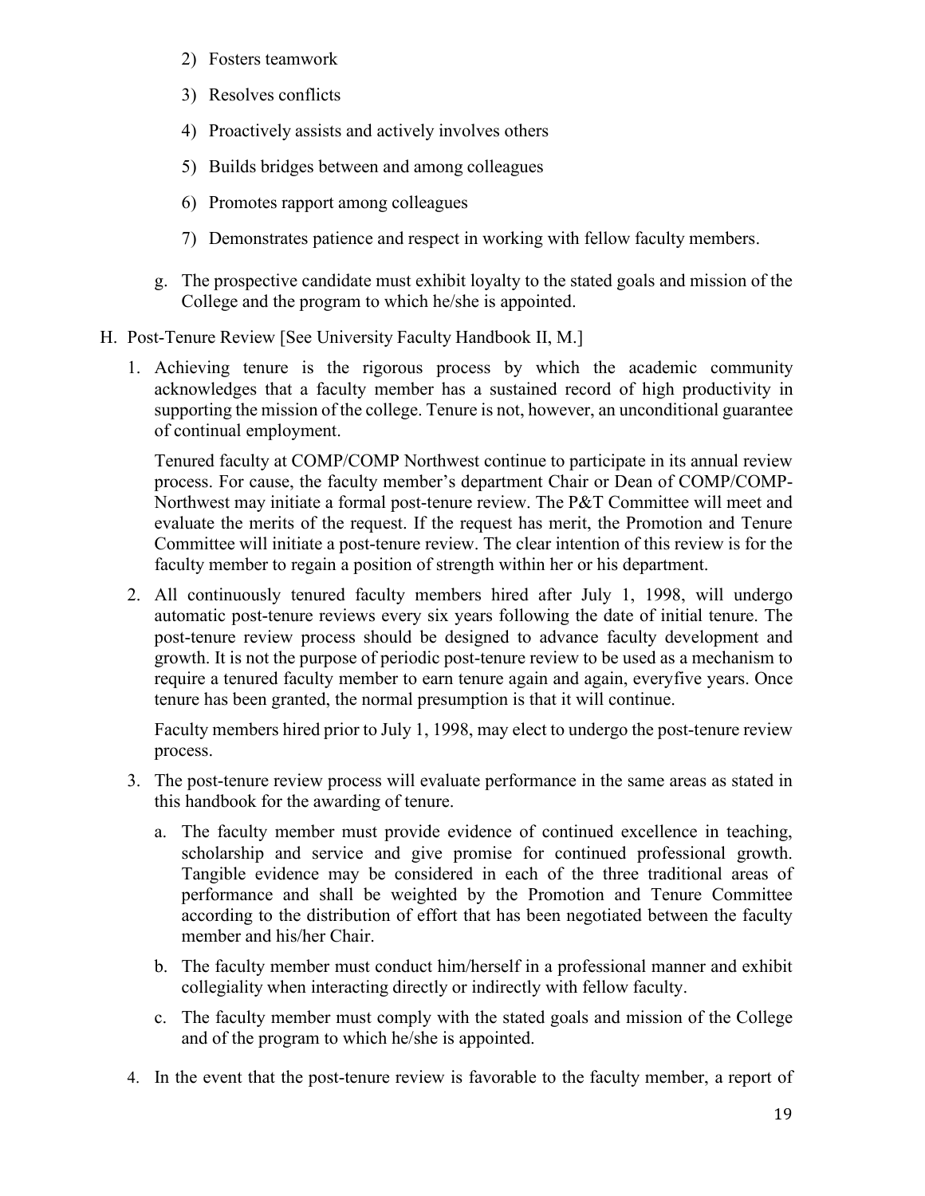2) Fosters teamwork

3) Resolves conflicts

4) Proactively assists and actively involves others

5) Builds bridges between and among colleagues

6) Promotes rapport among colleagues

7) Demonstrates patience and respect in working with fellow faculty members.

g. The prospective candidate must exhibit loyalty to the stated goals and mission of the College and the program to which he/she is appointed.

H. Post-Tenure Review [See University Faculty Handbook II, M.]

1. Achieving tenure is the rigorous process by which the academic community acknowledges that a faculty member has a sustained record of high productivity in supporting the mission of the college. Tenure is not, however, an unconditional guarantee of continual employment.

   Tenured faculty at COMP/COMP Northwest continue to participate in its annual review process. For cause, the faculty member's department Chair or Dean of COMP/COMP-Northwest may initiate a formal post-tenure review. The P&T Committee will meet and evaluate the merits of the request. If the request has merit, the Promotion and Tenure Committee will initiate a post-tenure review. The clear intention of this review is for the faculty member to regain a position of strength within her or his department.

2. All continuously tenured faculty members hired after July 1, 1998, will undergo automatic post-tenure reviews every six years following the date of initial tenure. The post-tenure review process should be designed to advance faculty development and growth. It is not the purpose of periodic post-tenure review to be used as a mechanism to require a tenured faculty member to earn tenure again and again, everyfive years. Once tenure has been granted, the normal presumption is that it will continue.

   Faculty members hired prior to July 1, 1998, may elect to undergo the post-tenure review process.

3. The post-tenure review process will evaluate performance in the same areas as stated in this handbook for the awarding of tenure.

   a. The faculty member must provide evidence of continued excellence in teaching, scholarship and service and give promise for continued professional growth. Tangible evidence may be considered in each of the three traditional areas of performance and shall be weighted by the Promotion and Tenure Committee according to the distribution of effort that has been negotiated between the faculty member and his/her Chair.

   b. The faculty member must conduct him/herself in a professional manner and exhibit collegiality when interacting directly or indirectly with fellow faculty.

   c. The faculty member must comply with the stated goals and mission of the College and of the program to which he/she is appointed.

4. In the event that the post-tenure review is favorable to the faculty member, a report of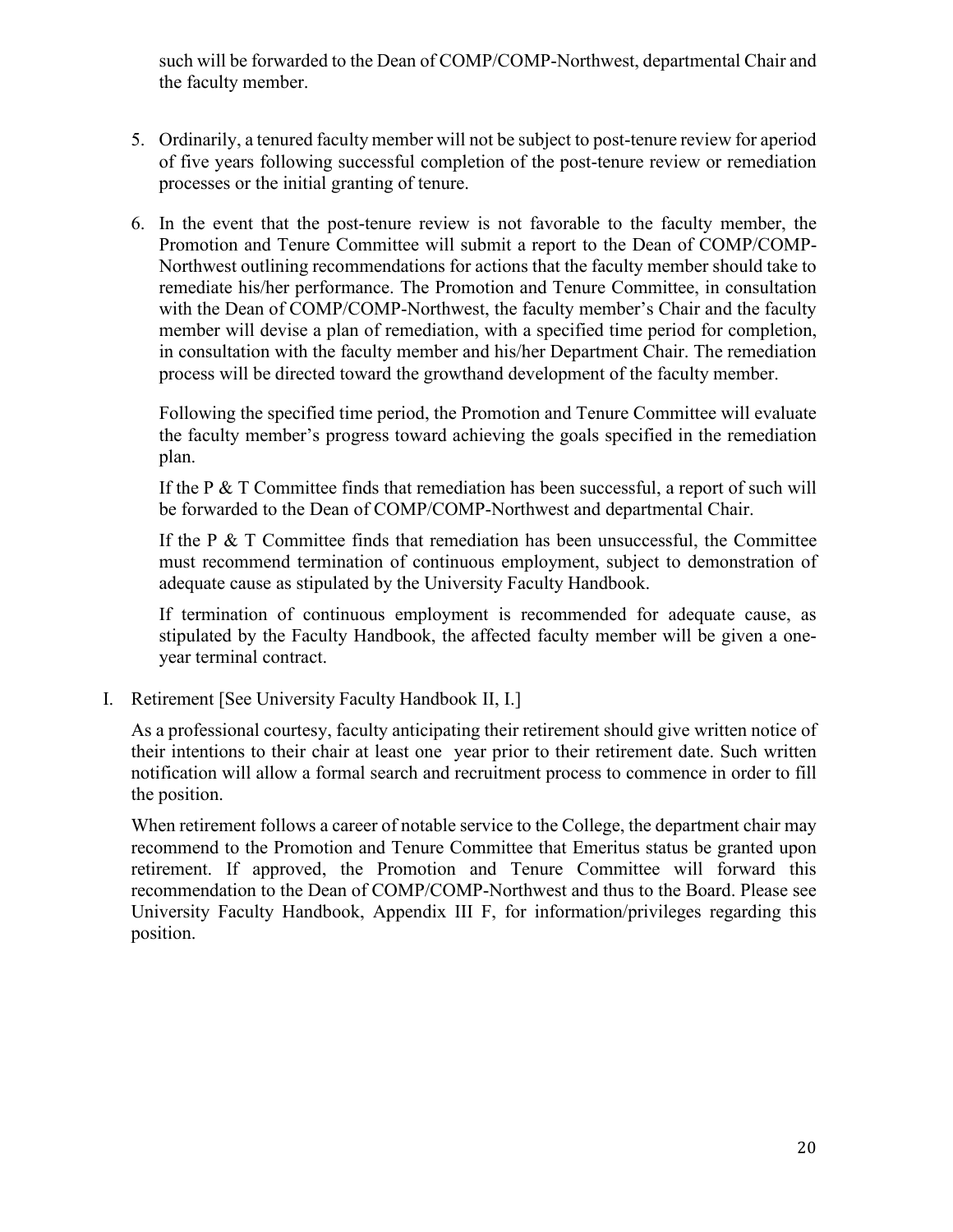such will be forwarded to the Dean of COMP/COMP-Northwest, departmental Chair and the faculty member.

5. Ordinarily, a tenured faculty member will not be subject to post-tenure review for aperiod of five years following successful completion of the post-tenure review or remediation processes or the initial granting of tenure.

6. In the event that the post-tenure review is not favorable to the faculty member, the Promotion and Tenure Committee will submit a report to the Dean of COMP/COMP-Northwest outlining recommendations for actions that the faculty member should take to remediate his/her performance. The Promotion and Tenure Committee, in consultation with the Dean of COMP/COMP-Northwest, the faculty member's Chair and the faculty member will devise a plan of remediation, with a specified time period for completion, in consultation with the faculty member and his/her Department Chair. The remediation process will be directed toward the growthand development of the faculty member.

   Following the specified time period, the Promotion and Tenure Committee will evaluate the faculty member's progress toward achieving the goals specified in the remediation plan.

   If the P & T Committee finds that remediation has been successful, a report of such will be forwarded to the Dean of COMP/COMP-Northwest and departmental Chair.

   If the P & T Committee finds that remediation has been unsuccessful, the Committee must recommend termination of continuous employment, subject to demonstration of adequate cause as stipulated by the University Faculty Handbook.

   If termination of continuous employment is recommended for adequate cause, as stipulated by the Faculty Handbook, the affected faculty member will be given a one-year terminal contract.

I. Retirement [See University Faculty Handbook II, I.]

   As a professional courtesy, faculty anticipating their retirement should give written notice of their intentions to their chair at least one year prior to their retirement date. Such written notification will allow a formal search and recruitment process to commence in order to fill the position.

   When retirement follows a career of notable service to the College, the department chair may recommend to the Promotion and Tenure Committee that Emeritus status be granted upon retirement. If approved, the Promotion and Tenure Committee will forward this recommendation to the Dean of COMP/COMP-Northwest and thus to the Board. Please see University Faculty Handbook, Appendix III F, for information/privileges regarding this position.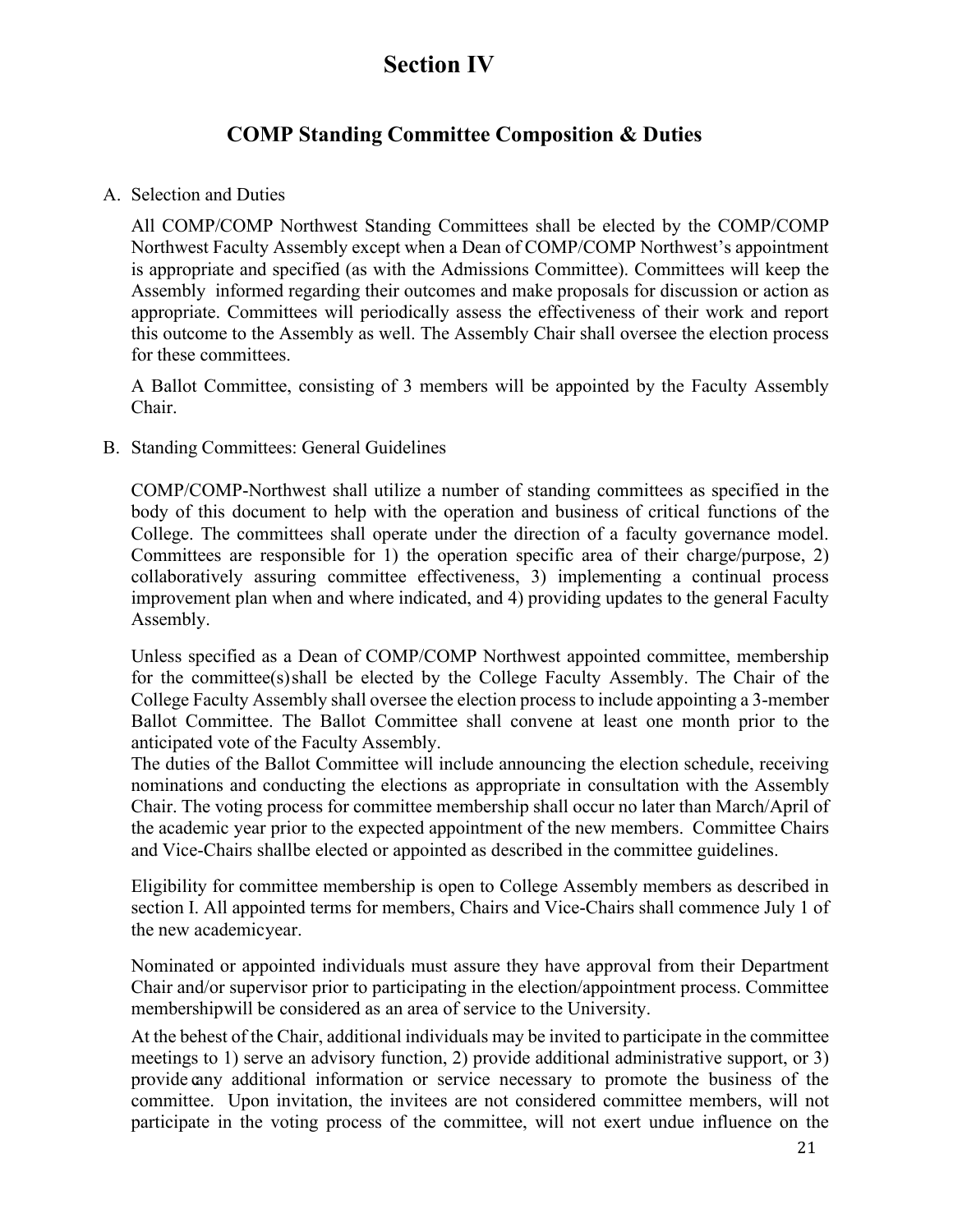# Section IV

## COMP Standing Committee Composition & Duties

A. Selection and Duties

All COMP/COMP Northwest Standing Committees shall be elected by the COMP/COMP Northwest Faculty Assembly except when a Dean of COMP/COMP Northwest's appointment is appropriate and specified (as with the Admissions Committee). Committees will keep the Assembly informed regarding their outcomes and make proposals for discussion or action as appropriate. Committees will periodically assess the effectiveness of their work and report this outcome to the Assembly as well. The Assembly Chair shall oversee the election process for these committees.

A Ballot Committee, consisting of 3 members will be appointed by the Faculty Assembly Chair.

B. Standing Committees: General Guidelines

COMP/COMP-Northwest shall utilize a number of standing committees as specified in the body of this document to help with the operation and business of critical functions of the College. The committees shall operate under the direction of a faculty governance model. Committees are responsible for 1) the operation specific area of their charge/purpose, 2) collaboratively assuring committee effectiveness, 3) implementing a continual process improvement plan when and where indicated, and 4) providing updates to the general Faculty Assembly.

Unless specified as a Dean of COMP/COMP Northwest appointed committee, membership for the committee(s) shall be elected by the College Faculty Assembly. The Chair of the College Faculty Assembly shall oversee the election process to include appointing a 3-member Ballot Committee. The Ballot Committee shall convene at least one month prior to the anticipated vote of the Faculty Assembly.
The duties of the Ballot Committee will include announcing the election schedule, receiving nominations and conducting the elections as appropriate in consultation with the Assembly Chair. The voting process for committee membership shall occur no later than March/April of the academic year prior to the expected appointment of the new members. Committee Chairs and Vice-Chairs shall be elected or appointed as described in the committee guidelines.

Eligibility for committee membership is open to College Assembly members as described in section I. All appointed terms for members, Chairs and Vice-Chairs shall commence July 1 of the new academic year.

Nominated or appointed individuals must assure they have approval from their Department Chair and/or supervisor prior to participating in the election/appointment process. Committee membership will be considered as an area of service to the University.

At the behest of the Chair, additional individuals may be invited to participate in the committee meetings to 1) serve an advisory function, 2) provide additional administrative support, or 3) provide any additional information or service necessary to promote the business of the committee. Upon invitation, the invitees are not considered committee members, will not participate in the voting process of the committee, will not exert undue influence on the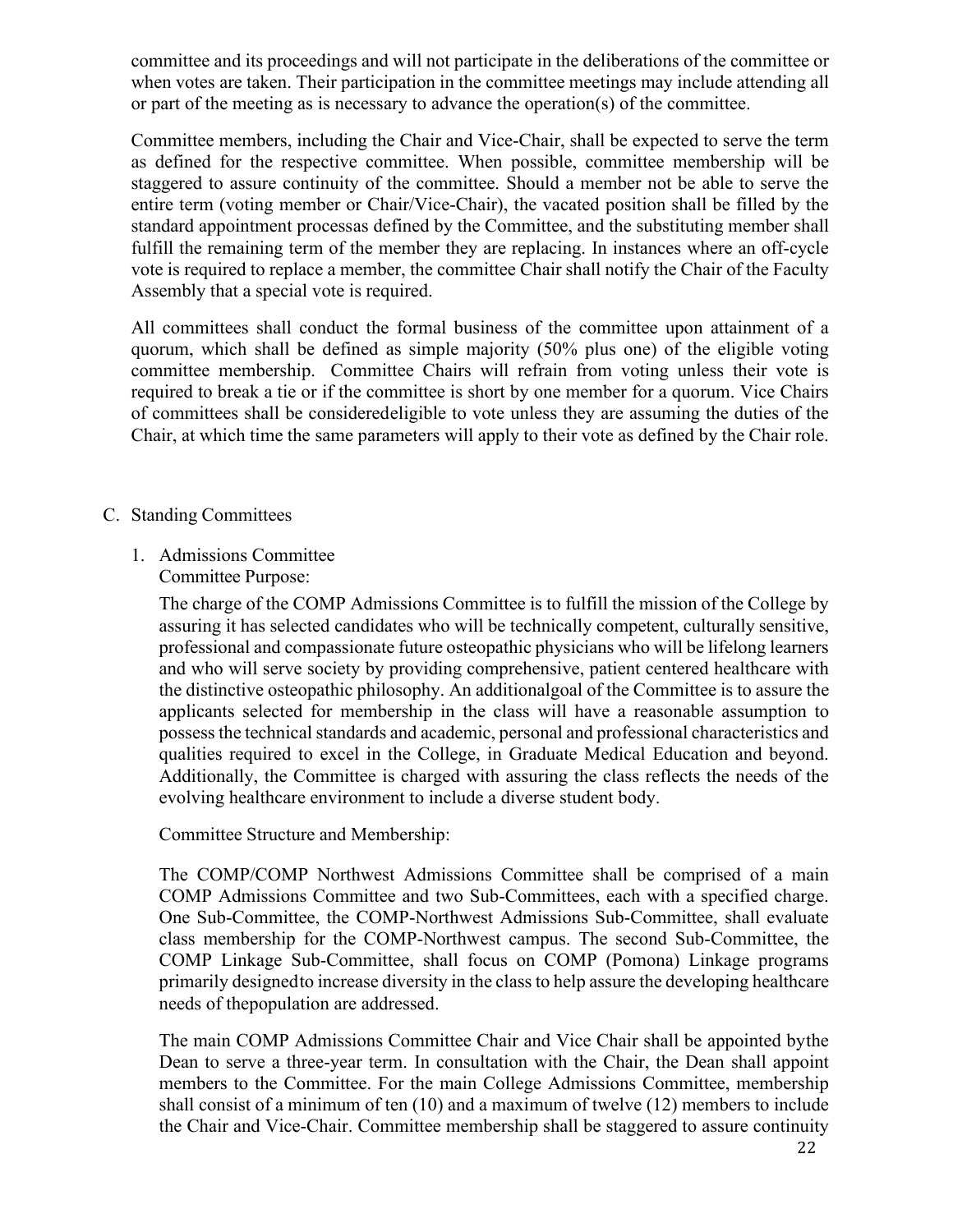committee and its proceedings and will not participate in the deliberations of the committee or when votes are taken. Their participation in the committee meetings may include attending all or part of the meeting as is necessary to advance the operation(s) of the committee.

Committee members, including the Chair and Vice-Chair, shall be expected to serve the term as defined for the respective committee. When possible, committee membership will be staggered to assure continuity of the committee. Should a member not be able to serve the entire term (voting member or Chair/Vice-Chair), the vacated position shall be filled by the standard appointment processas defined by the Committee, and the substituting member shall fulfill the remaining term of the member they are replacing. In instances where an off-cycle vote is required to replace a member, the committee Chair shall notify the Chair of the Faculty Assembly that a special vote is required.

All committees shall conduct the formal business of the committee upon attainment of a quorum, which shall be defined as simple majority (50% plus one) of the eligible voting committee membership. Committee Chairs will refrain from voting unless their vote is required to break a tie or if the committee is short by one member for a quorum. Vice Chairs of committees shall be consideredeligible to vote unless they are assuming the duties of the Chair, at which time the same parameters will apply to their vote as defined by the Chair role.

C. Standing Committees

1. Admissions Committee

   Committee Purpose:

   The charge of the COMP Admissions Committee is to fulfill the mission of the College by assuring it has selected candidates who will be technically competent, culturally sensitive, professional and compassionate future osteopathic physicians who will be lifelong learners and who will serve society by providing comprehensive, patient centered healthcare with the distinctive osteopathic philosophy. An additionalgoal of the Committee is to assure the applicants selected for membership in the class will have a reasonable assumption to possess the technical standards and academic, personal and professional characteristics and qualities required to excel in the College, in Graduate Medical Education and beyond. Additionally, the Committee is charged with assuring the class reflects the needs of the evolving healthcare environment to include a diverse student body.

   Committee Structure and Membership:

   The COMP/COMP Northwest Admissions Committee shall be comprised of a main COMP Admissions Committee and two Sub-Committees, each with a specified charge. One Sub-Committee, the COMP-Northwest Admissions Sub-Committee, shall evaluate class membership for the COMP-Northwest campus. The second Sub-Committee, the COMP Linkage Sub-Committee, shall focus on COMP (Pomona) Linkage programs primarily designedto increase diversity in the class to help assure the developing healthcare needs of thepopulation are addressed.

   The main COMP Admissions Committee Chair and Vice Chair shall be appointed bythe Dean to serve a three-year term. In consultation with the Chair, the Dean shall appoint members to the Committee. For the main College Admissions Committee, membership shall consist of a minimum of ten (10) and a maximum of twelve (12) members to include the Chair and Vice-Chair. Committee membership shall be staggered to assure continuity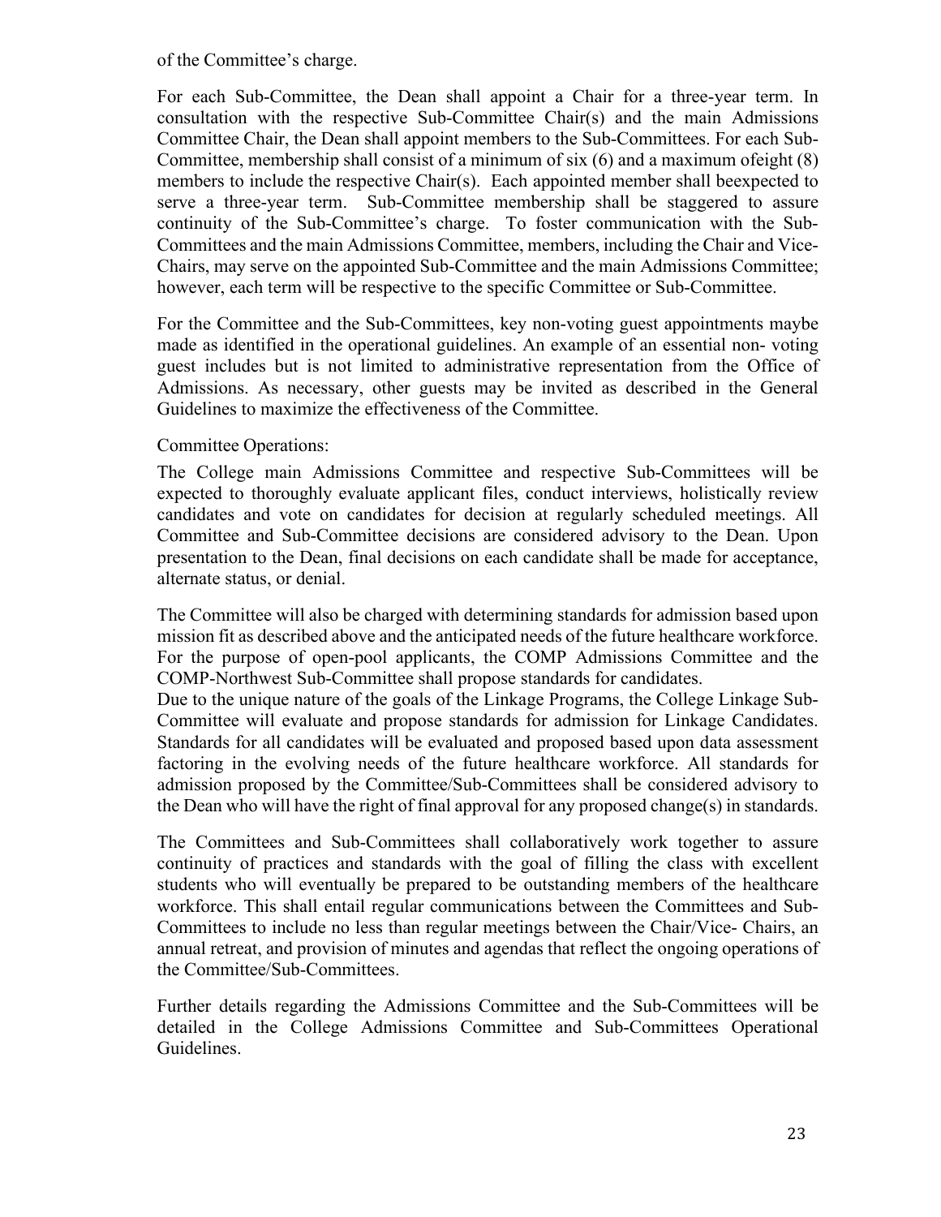of the Committee's charge.

For each Sub-Committee, the Dean shall appoint a Chair for a three-year term. In consultation with the respective Sub-Committee Chair(s) and the main Admissions Committee Chair, the Dean shall appoint members to the Sub-Committees. For each Sub-Committee, membership shall consist of a minimum of six (6) and a maximum ofeight (8) members to include the respective Chair(s). Each appointed member shall beexpected to serve a three-year term. Sub-Committee membership shall be staggered to assure continuity of the Sub-Committee's charge. To foster communication with the Sub-Committees and the main Admissions Committee, members, including the Chair and Vice-Chairs, may serve on the appointed Sub-Committee and the main Admissions Committee; however, each term will be respective to the specific Committee or Sub-Committee.

For the Committee and the Sub-Committees, key non-voting guest appointments maybe made as identified in the operational guidelines. An example of an essential non- voting guest includes but is not limited to administrative representation from the Office of Admissions. As necessary, other guests may be invited as described in the General Guidelines to maximize the effectiveness of the Committee.

Committee Operations:

The College main Admissions Committee and respective Sub-Committees will be expected to thoroughly evaluate applicant files, conduct interviews, holistically review candidates and vote on candidates for decision at regularly scheduled meetings. All Committee and Sub-Committee decisions are considered advisory to the Dean. Upon presentation to the Dean, final decisions on each candidate shall be made for acceptance, alternate status, or denial.

The Committee will also be charged with determining standards for admission based upon mission fit as described above and the anticipated needs of the future healthcare workforce. For the purpose of open-pool applicants, the COMP Admissions Committee and the COMP-Northwest Sub-Committee shall propose standards for candidates.
Due to the unique nature of the goals of the Linkage Programs, the College Linkage Sub-Committee will evaluate and propose standards for admission for Linkage Candidates. Standards for all candidates will be evaluated and proposed based upon data assessment factoring in the evolving needs of the future healthcare workforce. All standards for admission proposed by the Committee/Sub-Committees shall be considered advisory to the Dean who will have the right of final approval for any proposed change(s) in standards.

The Committees and Sub-Committees shall collaboratively work together to assure continuity of practices and standards with the goal of filling the class with excellent students who will eventually be prepared to be outstanding members of the healthcare workforce. This shall entail regular communications between the Committees and Sub-Committees to include no less than regular meetings between the Chair/Vice- Chairs, an annual retreat, and provision of minutes and agendas that reflect the ongoing operations of the Committee/Sub-Committees.

Further details regarding the Admissions Committee and the Sub-Committees will be detailed in the College Admissions Committee and Sub-Committees Operational Guidelines.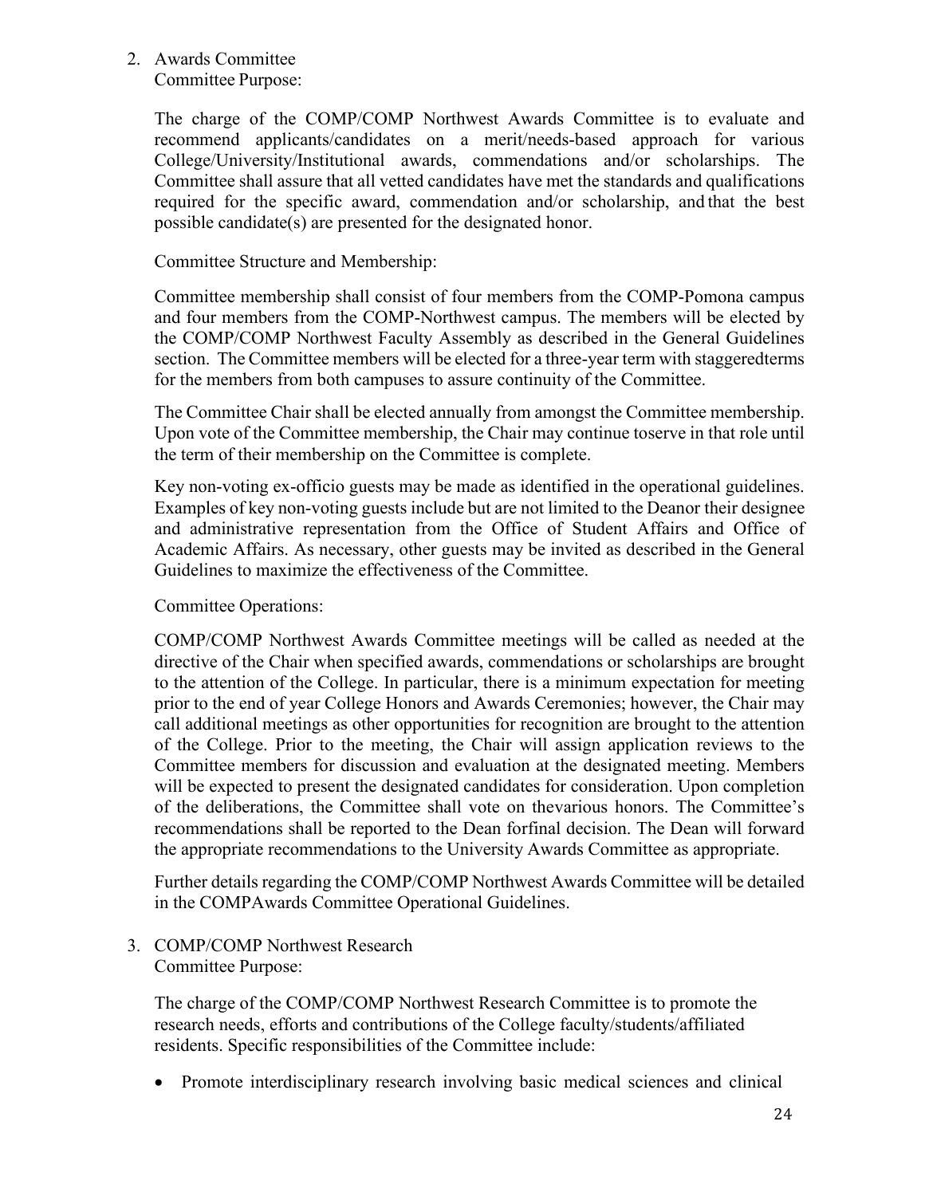2. Awards Committee
   Committee Purpose:

   The charge of the COMP/COMP Northwest Awards Committee is to evaluate and recommend applicants/candidates on a merit/needs-based approach for various College/University/Institutional awards, commendations and/or scholarships. The Committee shall assure that all vetted candidates have met the standards and qualifications required for the specific award, commendation and/or scholarship, and that the best possible candidate(s) are presented for the designated honor.

   Committee Structure and Membership:

   Committee membership shall consist of four members from the COMP-Pomona campus and four members from the COMP-Northwest campus. The members will be elected by the COMP/COMP Northwest Faculty Assembly as described in the General Guidelines section. The Committee members will be elected for a three-year term with staggeredterms for the members from both campuses to assure continuity of the Committee.

   The Committee Chair shall be elected annually from amongst the Committee membership. Upon vote of the Committee membership, the Chair may continue toserve in that role until the term of their membership on the Committee is complete.

   Key non-voting ex-officio guests may be made as identified in the operational guidelines. Examples of key non-voting guests include but are not limited to the Deanor their designee and administrative representation from the Office of Student Affairs and Office of Academic Affairs. As necessary, other guests may be invited as described in the General Guidelines to maximize the effectiveness of the Committee.

   Committee Operations:

   COMP/COMP Northwest Awards Committee meetings will be called as needed at the directive of the Chair when specified awards, commendations or scholarships are brought to the attention of the College. In particular, there is a minimum expectation for meeting prior to the end of year College Honors and Awards Ceremonies; however, the Chair may call additional meetings as other opportunities for recognition are brought to the attention of the College. Prior to the meeting, the Chair will assign application reviews to the Committee members for discussion and evaluation at the designated meeting. Members will be expected to present the designated candidates for consideration. Upon completion of the deliberations, the Committee shall vote on thevarious honors. The Committee's recommendations shall be reported to the Dean forfinal decision. The Dean will forward the appropriate recommendations to the University Awards Committee as appropriate.

   Further details regarding the COMP/COMP Northwest Awards Committee will be detailed in the COMPAwards Committee Operational Guidelines.

3. COMP/COMP Northwest Research
   Committee Purpose:

   The charge of the COMP/COMP Northwest Research Committee is to promote the research needs, efforts and contributions of the College faculty/students/affiliated residents. Specific responsibilities of the Committee include:

   - Promote interdisciplinary research involving basic medical sciences and clinical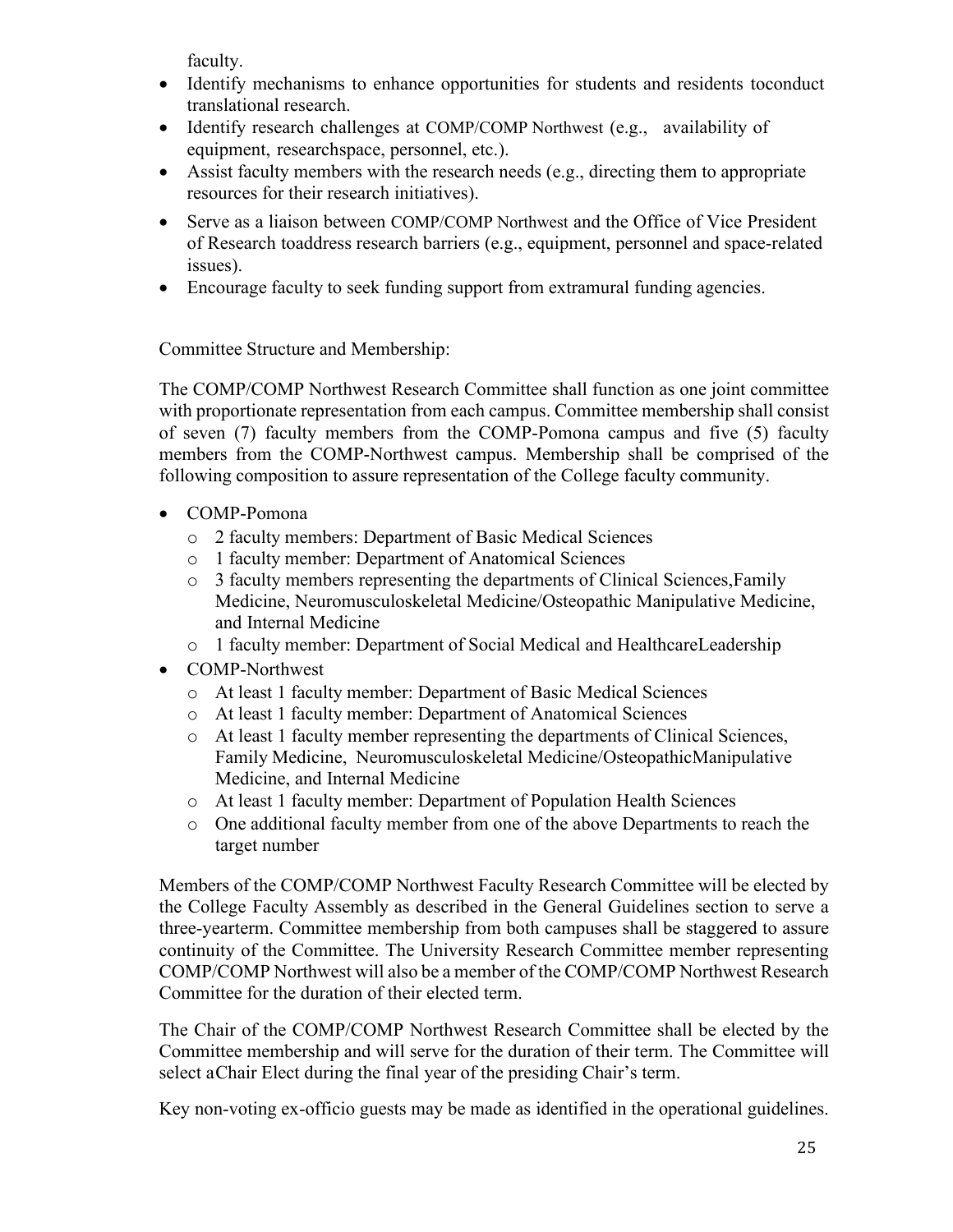faculty.

- Identify mechanisms to enhance opportunities for students and residents toconduct translational research.
- Identify research challenges at COMP/COMP Northwest (e.g., availability of equipment, researchspace, personnel, etc.).
- Assist faculty members with the research needs (e.g., directing them to appropriate resources for their research initiatives).
- Serve as a liaison between COMP/COMP Northwest and the Office of Vice President of Research toaddress research barriers (e.g., equipment, personnel and space-related issues).
- Encourage faculty to seek funding support from extramural funding agencies.

Committee Structure and Membership:

The COMP/COMP Northwest Research Committee shall function as one joint committee with proportionate representation from each campus. Committee membership shall consist of seven (7) faculty members from the COMP-Pomona campus and five (5) faculty members from the COMP-Northwest campus. Membership shall be comprised of the following composition to assure representation of the College faculty community.

- COMP-Pomona
  - 2 faculty members: Department of Basic Medical Sciences
  - 1 faculty member: Department of Anatomical Sciences
  - 3 faculty members representing the departments of Clinical Sciences,Family Medicine, Neuromusculoskeletal Medicine/Osteopathic Manipulative Medicine, and Internal Medicine
  - 1 faculty member: Department of Social Medical and HealthcareLeadership
- COMP-Northwest
  - At least 1 faculty member: Department of Basic Medical Sciences
  - At least 1 faculty member: Department of Anatomical Sciences
  - At least 1 faculty member representing the departments of Clinical Sciences, Family Medicine, Neuromusculoskeletal Medicine/OsteopathicManipulative Medicine, and Internal Medicine
  - At least 1 faculty member: Department of Population Health Sciences
  - One additional faculty member from one of the above Departments to reach the target number

Members of the COMP/COMP Northwest Faculty Research Committee will be elected by the College Faculty Assembly as described in the General Guidelines section to serve a three-yearterm. Committee membership from both campuses shall be staggered to assure continuity of the Committee. The University Research Committee member representing COMP/COMP Northwest will also be a member of the COMP/COMP Northwest Research Committee for the duration of their elected term.

The Chair of the COMP/COMP Northwest Research Committee shall be elected by the Committee membership and will serve for the duration of their term. The Committee will select aChair Elect during the final year of the presiding Chair's term.

Key non-voting ex-officio guests may be made as identified in the operational guidelines.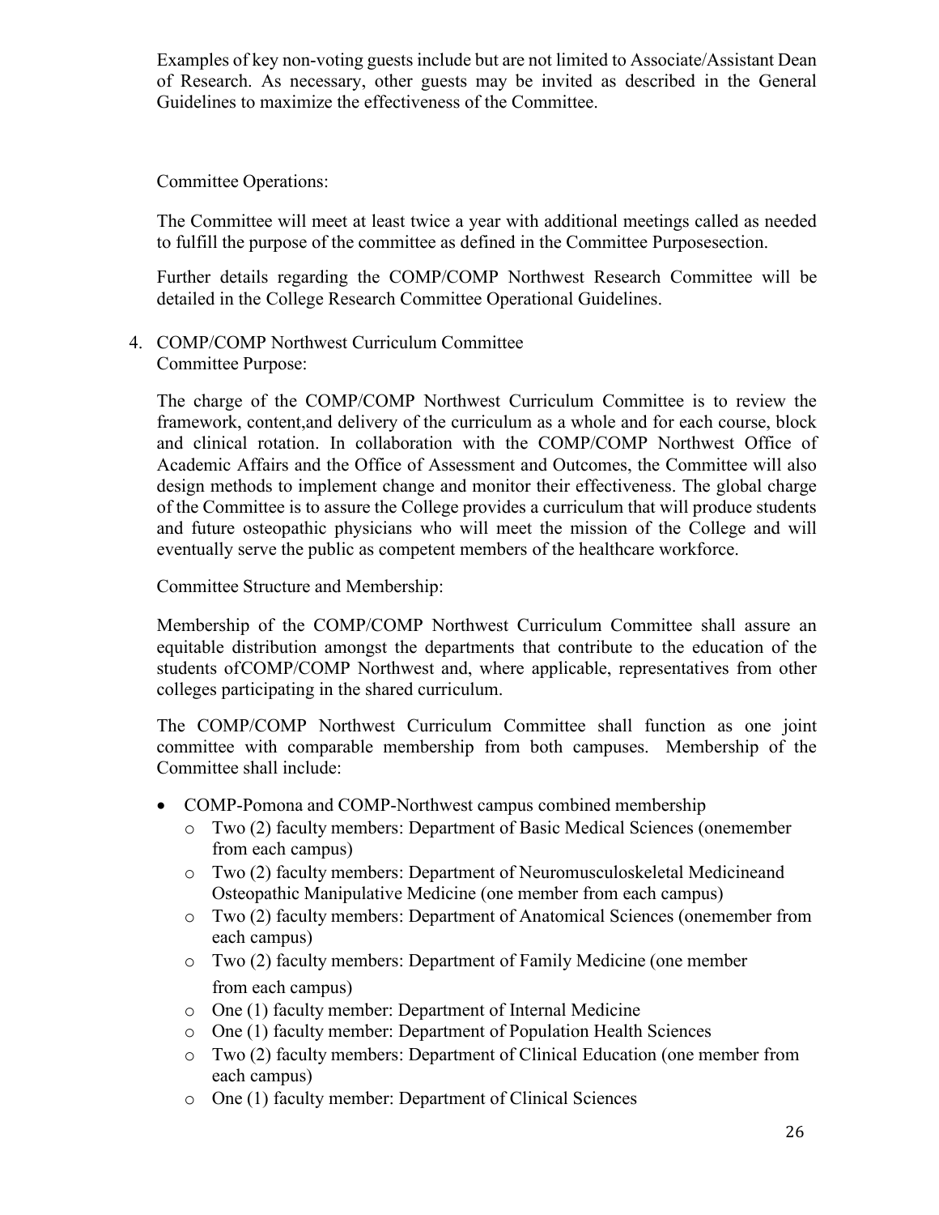Examples of key non-voting guests include but are not limited to Associate/Assistant Dean of Research. As necessary, other guests may be invited as described in the General Guidelines to maximize the effectiveness of the Committee.

Committee Operations:

The Committee will meet at least twice a year with additional meetings called as needed to fulfill the purpose of the committee as defined in the Committee Purposesection.

Further details regarding the COMP/COMP Northwest Research Committee will be detailed in the College Research Committee Operational Guidelines.

4. COMP/COMP Northwest Curriculum Committee
   Committee Purpose:

   The charge of the COMP/COMP Northwest Curriculum Committee is to review the framework, content,and delivery of the curriculum as a whole and for each course, block and clinical rotation. In collaboration with the COMP/COMP Northwest Office of Academic Affairs and the Office of Assessment and Outcomes, the Committee will also design methods to implement change and monitor their effectiveness. The global charge of the Committee is to assure the College provides a curriculum that will produce students and future osteopathic physicians who will meet the mission of the College and will eventually serve the public as competent members of the healthcare workforce.

   Committee Structure and Membership:

   Membership of the COMP/COMP Northwest Curriculum Committee shall assure an equitable distribution amongst the departments that contribute to the education of the students ofCOMP/COMP Northwest and, where applicable, representatives from other colleges participating in the shared curriculum.

   The COMP/COMP Northwest Curriculum Committee shall function as one joint committee with comparable membership from both campuses. Membership of the Committee shall include:

   - COMP-Pomona and COMP-Northwest campus combined membership
     - Two (2) faculty members: Department of Basic Medical Sciences (onemember from each campus)
     - Two (2) faculty members: Department of Neuromusculoskeletal Medicineand Osteopathic Manipulative Medicine (one member from each campus)
     - Two (2) faculty members: Department of Anatomical Sciences (onemember from each campus)
     - Two (2) faculty members: Department of Family Medicine (one member from each campus)
     - One (1) faculty member: Department of Internal Medicine
     - One (1) faculty member: Department of Population Health Sciences
     - Two (2) faculty members: Department of Clinical Education (one member from each campus)
     - One (1) faculty member: Department of Clinical Sciences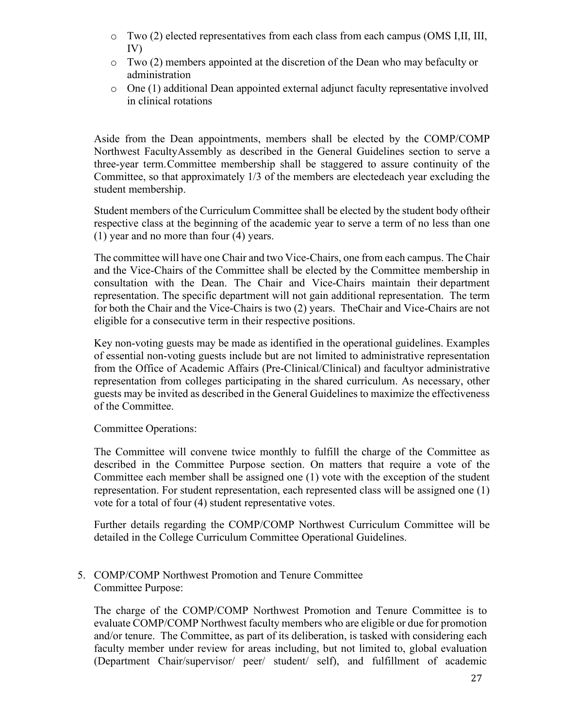- Two (2) elected representatives from each class from each campus (OMS I,II, III, IV)
- Two (2) members appointed at the discretion of the Dean who may befaculty or administration
- One (1) additional Dean appointed external adjunct faculty representative involved in clinical rotations

Aside from the Dean appointments, members shall be elected by the COMP/COMP Northwest FacultyAssembly as described in the General Guidelines section to serve a three-year term.Committee membership shall be staggered to assure continuity of the Committee, so that approximately 1/3 of the members are electedeach year excluding the student membership.

Student members of the Curriculum Committee shall be elected by the student body oftheir respective class at the beginning of the academic year to serve a term of no less than one (1) year and no more than four (4) years.

The committee will have one Chair and two Vice-Chairs, one from each campus. The Chair and the Vice-Chairs of the Committee shall be elected by the Committee membership in consultation with the Dean. The Chair and Vice-Chairs maintain their department representation. The specific department will not gain additional representation. The term for both the Chair and the Vice-Chairs is two (2) years. TheChair and Vice-Chairs are not eligible for a consecutive term in their respective positions.

Key non-voting guests may be made as identified in the operational guidelines. Examples of essential non-voting guests include but are not limited to administrative representation from the Office of Academic Affairs (Pre-Clinical/Clinical) and facultyor administrative representation from colleges participating in the shared curriculum. As necessary, other guests may be invited as described in the General Guidelines to maximize the effectiveness of the Committee.

Committee Operations:

The Committee will convene twice monthly to fulfill the charge of the Committee as described in the Committee Purpose section. On matters that require a vote of the Committee each member shall be assigned one (1) vote with the exception of the student representation. For student representation, each represented class will be assigned one (1) vote for a total of four (4) student representative votes.

Further details regarding the COMP/COMP Northwest Curriculum Committee will be detailed in the College Curriculum Committee Operational Guidelines.

5. COMP/COMP Northwest Promotion and Tenure Committee
   Committee Purpose:

The charge of the COMP/COMP Northwest Promotion and Tenure Committee is to evaluate COMP/COMP Northwest faculty members who are eligible or due for promotion and/or tenure. The Committee, as part of its deliberation, is tasked with considering each faculty member under review for areas including, but not limited to, global evaluation (Department Chair/supervisor/ peer/ student/ self), and fulfillment of academic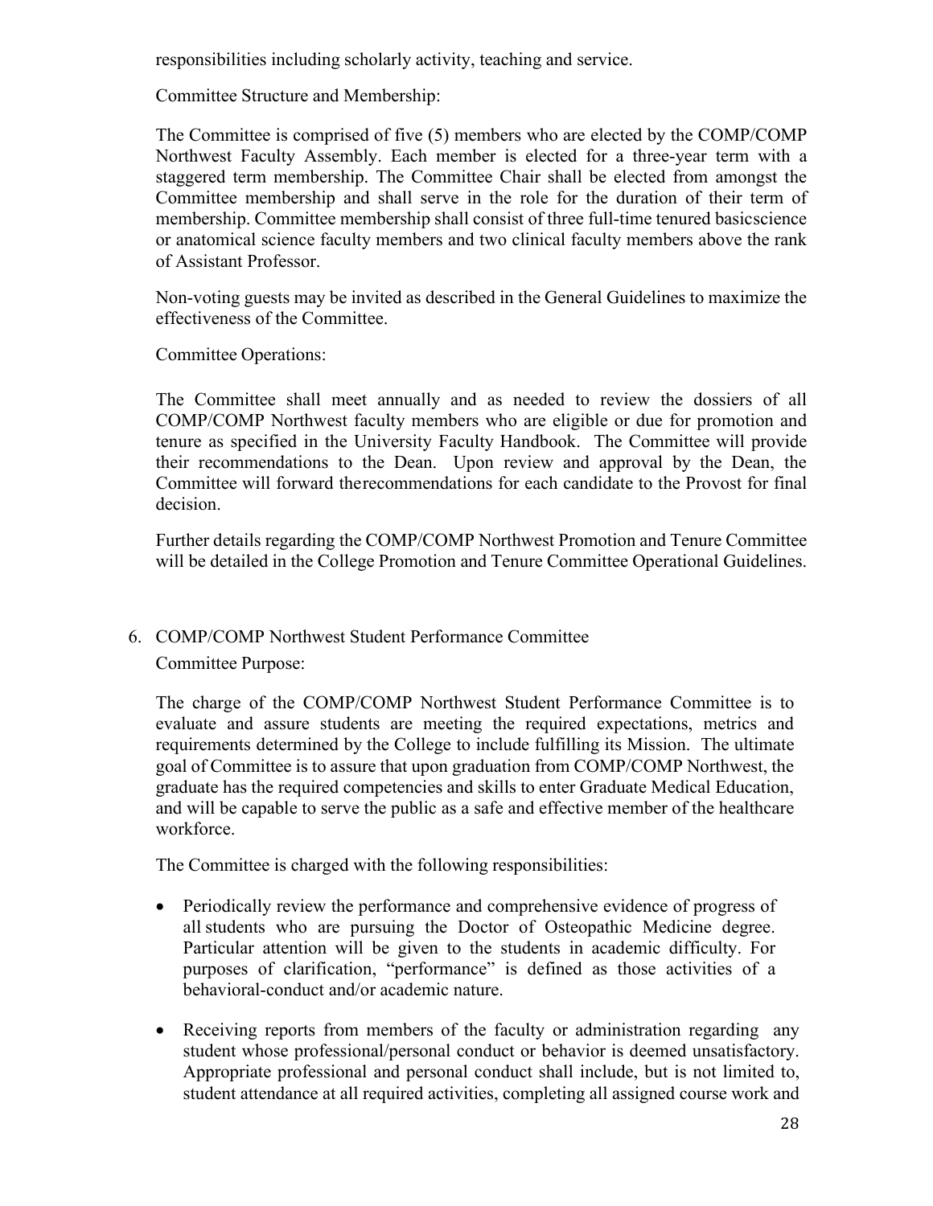responsibilities including scholarly activity, teaching and service.

Committee Structure and Membership:

The Committee is comprised of five (5) members who are elected by the COMP/COMP Northwest Faculty Assembly. Each member is elected for a three-year term with a staggered term membership. The Committee Chair shall be elected from amongst the Committee membership and shall serve in the role for the duration of their term of membership. Committee membership shall consist of three full-time tenured basicscience or anatomical science faculty members and two clinical faculty members above the rank of Assistant Professor.

Non-voting guests may be invited as described in the General Guidelines to maximize the effectiveness of the Committee.

Committee Operations:

The Committee shall meet annually and as needed to review the dossiers of all COMP/COMP Northwest faculty members who are eligible or due for promotion and tenure as specified in the University Faculty Handbook. The Committee will provide their recommendations to the Dean. Upon review and approval by the Dean, the Committee will forward therecommendations for each candidate to the Provost for final decision.

Further details regarding the COMP/COMP Northwest Promotion and Tenure Committee will be detailed in the College Promotion and Tenure Committee Operational Guidelines.

6. COMP/COMP Northwest Student Performance Committee

   Committee Purpose:

   The charge of the COMP/COMP Northwest Student Performance Committee is to evaluate and assure students are meeting the required expectations, metrics and requirements determined by the College to include fulfilling its Mission. The ultimate goal of Committee is to assure that upon graduation from COMP/COMP Northwest, the graduate has the required competencies and skills to enter Graduate Medical Education, and will be capable to serve the public as a safe and effective member of the healthcare workforce.

   The Committee is charged with the following responsibilities:

   - Periodically review the performance and comprehensive evidence of progress of all students who are pursuing the Doctor of Osteopathic Medicine degree. Particular attention will be given to the students in academic difficulty. For purposes of clarification, "performance" is defined as those activities of a behavioral-conduct and/or academic nature.
   - Receiving reports from members of the faculty or administration regarding any student whose professional/personal conduct or behavior is deemed unsatisfactory. Appropriate professional and personal conduct shall include, but is not limited to, student attendance at all required activities, completing all assigned course work and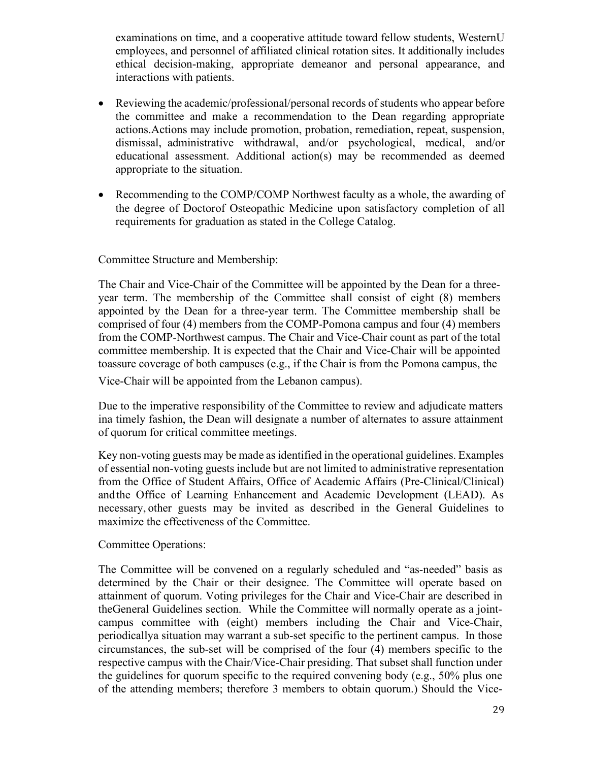examinations on time, and a cooperative attitude toward fellow students, WesternU employees, and personnel of affiliated clinical rotation sites. It additionally includes ethical decision-making, appropriate demeanor and personal appearance, and interactions with patients.

- Reviewing the academic/professional/personal records of students who appear before the committee and make a recommendation to the Dean regarding appropriate actions.Actions may include promotion, probation, remediation, repeat, suspension, dismissal, administrative withdrawal, and/or psychological, medical, and/or educational assessment. Additional action(s) may be recommended as deemed appropriate to the situation.
- Recommending to the COMP/COMP Northwest faculty as a whole, the awarding of the degree of Doctorof Osteopathic Medicine upon satisfactory completion of all requirements for graduation as stated in the College Catalog.

Committee Structure and Membership:

The Chair and Vice-Chair of the Committee will be appointed by the Dean for a three-year term. The membership of the Committee shall consist of eight (8) members appointed by the Dean for a three-year term. The Committee membership shall be comprised of four (4) members from the COMP-Pomona campus and four (4) members from the COMP-Northwest campus. The Chair and Vice-Chair count as part of the total committee membership. It is expected that the Chair and Vice-Chair will be appointed toassure coverage of both campuses (e.g., if the Chair is from the Pomona campus, the Vice-Chair will be appointed from the Lebanon campus).

Due to the imperative responsibility of the Committee to review and adjudicate matters ina timely fashion, the Dean will designate a number of alternates to assure attainment of quorum for critical committee meetings.

Key non-voting guests may be made as identified in the operational guidelines. Examples of essential non-voting guests include but are not limited to administrative representation from the Office of Student Affairs, Office of Academic Affairs (Pre-Clinical/Clinical) andthe Office of Learning Enhancement and Academic Development (LEAD). As necessary, other guests may be invited as described in the General Guidelines to maximize the effectiveness of the Committee.

Committee Operations:

The Committee will be convened on a regularly scheduled and "as-needed" basis as determined by the Chair or their designee. The Committee will operate based on attainment of quorum. Voting privileges for the Chair and Vice-Chair are described in theGeneral Guidelines section. While the Committee will normally operate as a joint-campus committee with (eight) members including the Chair and Vice-Chair, periodicallya situation may warrant a sub-set specific to the pertinent campus. In those circumstances, the sub-set will be comprised of the four (4) members specific to the respective campus with the Chair/Vice-Chair presiding. That subset shall function under the guidelines for quorum specific to the required convening body (e.g., 50% plus one of the attending members; therefore 3 members to obtain quorum.) Should the Vice-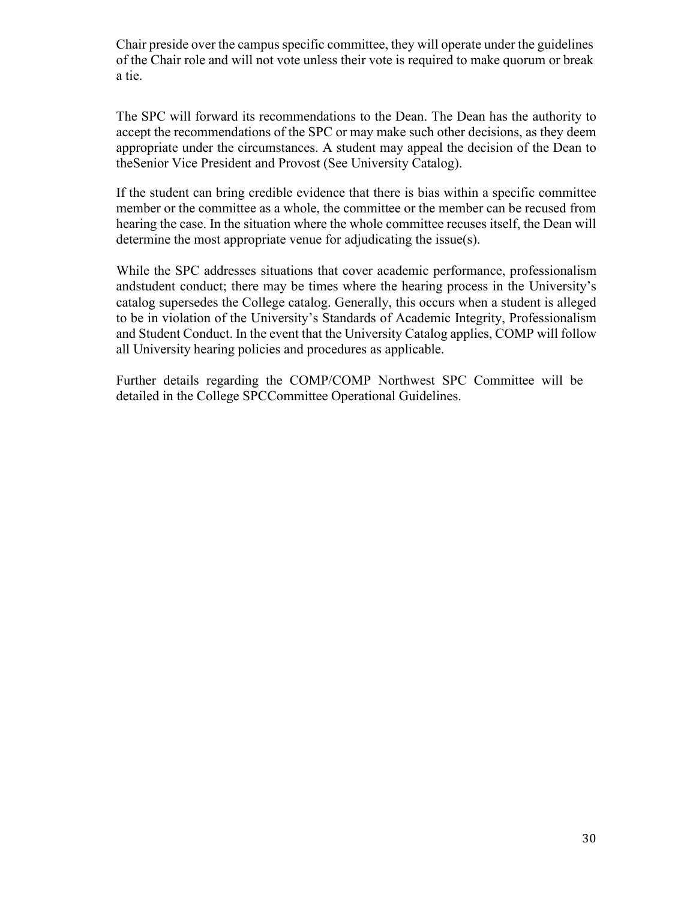Chair preside over the campus specific committee, they will operate under the guidelines of the Chair role and will not vote unless their vote is required to make quorum or break a tie.

The SPC will forward its recommendations to the Dean. The Dean has the authority to accept the recommendations of the SPC or may make such other decisions, as they deem appropriate under the circumstances. A student may appeal the decision of the Dean to theSenior Vice President and Provost (See University Catalog).

If the student can bring credible evidence that there is bias within a specific committee member or the committee as a whole, the committee or the member can be recused from hearing the case. In the situation where the whole committee recuses itself, the Dean will determine the most appropriate venue for adjudicating the issue(s).

While the SPC addresses situations that cover academic performance, professionalism andstudent conduct; there may be times where the hearing process in the University's catalog supersedes the College catalog. Generally, this occurs when a student is alleged to be in violation of the University's Standards of Academic Integrity, Professionalism and Student Conduct. In the event that the University Catalog applies, COMP will follow all University hearing policies and procedures as applicable.

Further details regarding the COMP/COMP Northwest SPC Committee will be detailed in the College SPCCommittee Operational Guidelines.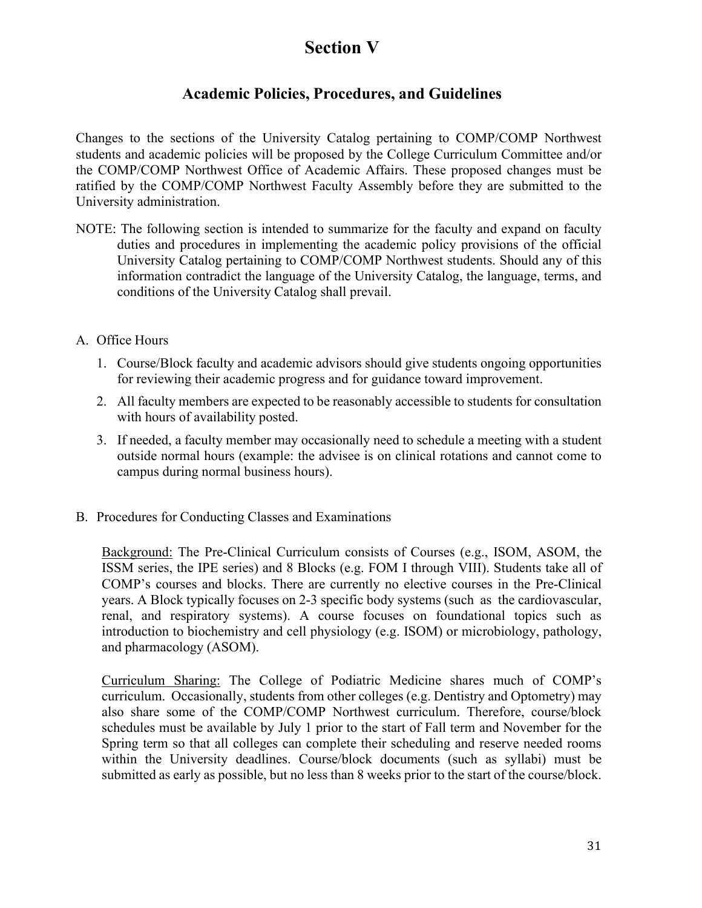# Section V

## Academic Policies, Procedures, and Guidelines

Changes to the sections of the University Catalog pertaining to COMP/COMP Northwest students and academic policies will be proposed by the College Curriculum Committee and/or the COMP/COMP Northwest Office of Academic Affairs. These proposed changes must be ratified by the COMP/COMP Northwest Faculty Assembly before they are submitted to the University administration.

NOTE: The following section is intended to summarize for the faculty and expand on faculty duties and procedures in implementing the academic policy provisions of the official University Catalog pertaining to COMP/COMP Northwest students. Should any of this information contradict the language of the University Catalog, the language, terms, and conditions of the University Catalog shall prevail.

A. Office Hours

1. Course/Block faculty and academic advisors should give students ongoing opportunities for reviewing their academic progress and for guidance toward improvement.
2. All faculty members are expected to be reasonably accessible to students for consultation with hours of availability posted.
3. If needed, a faculty member may occasionally need to schedule a meeting with a student outside normal hours (example: the advisee is on clinical rotations and cannot come to campus during normal business hours).

B. Procedures for Conducting Classes and Examinations

Background: The Pre-Clinical Curriculum consists of Courses (e.g., ISOM, ASOM, the ISSM series, the IPE series) and 8 Blocks (e.g. FOM I through VIII). Students take all of COMP's courses and blocks. There are currently no elective courses in the Pre-Clinical years. A Block typically focuses on 2-3 specific body systems (such as the cardiovascular, renal, and respiratory systems). A course focuses on foundational topics such as introduction to biochemistry and cell physiology (e.g. ISOM) or microbiology, pathology, and pharmacology (ASOM).

Curriculum Sharing: The College of Podiatric Medicine shares much of COMP's curriculum. Occasionally, students from other colleges (e.g. Dentistry and Optometry) may also share some of the COMP/COMP Northwest curriculum. Therefore, course/block schedules must be available by July 1 prior to the start of Fall term and November for the Spring term so that all colleges can complete their scheduling and reserve needed rooms within the University deadlines. Course/block documents (such as syllabi) must be submitted as early as possible, but no less than 8 weeks prior to the start of the course/block.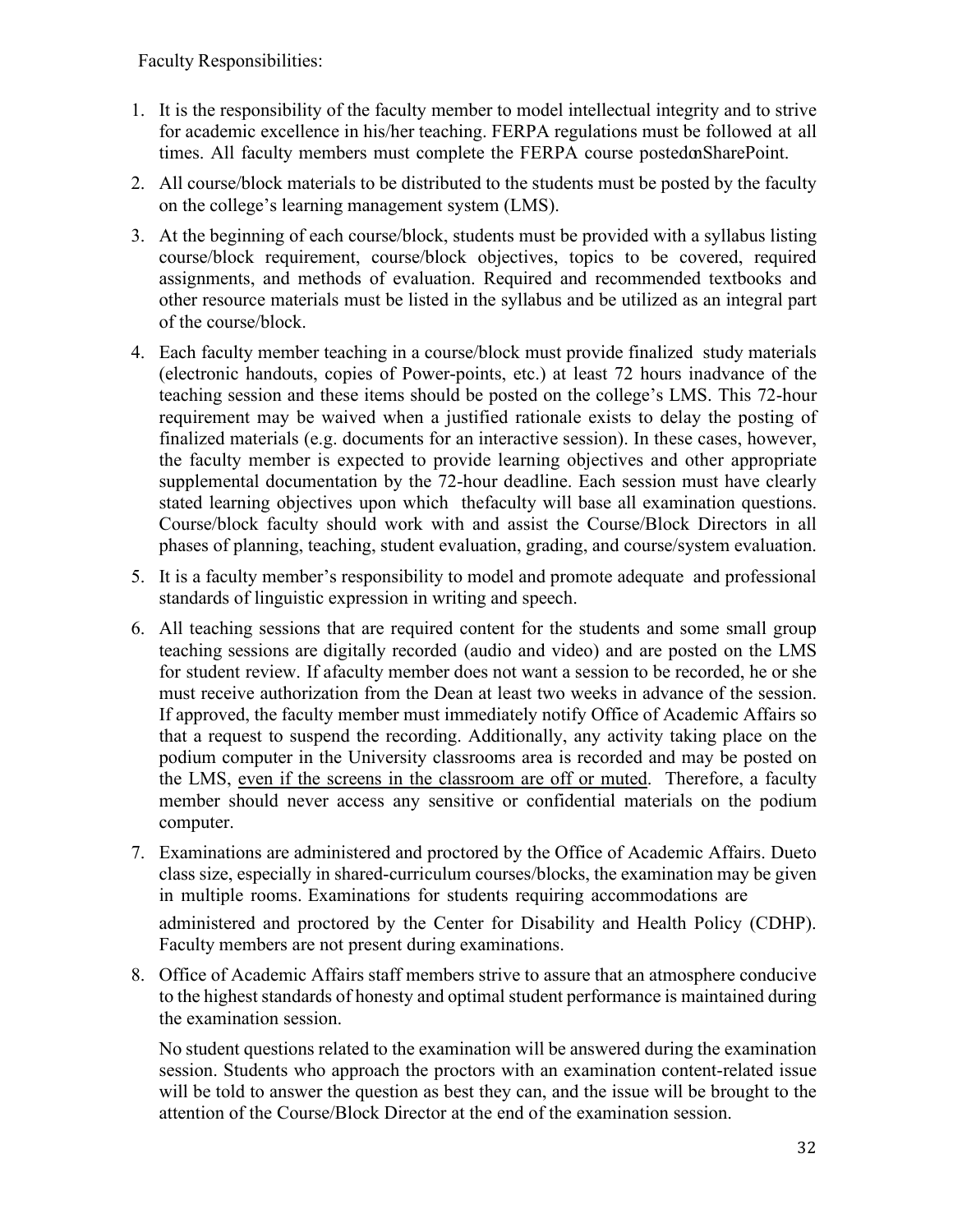Faculty Responsibilities:

1. It is the responsibility of the faculty member to model intellectual integrity and to strive for academic excellence in his/her teaching. FERPA regulations must be followed at all times. All faculty members must complete the FERPA course posted on SharePoint.
2. All course/block materials to be distributed to the students must be posted by the faculty on the college's learning management system (LMS).
3. At the beginning of each course/block, students must be provided with a syllabus listing course/block requirement, course/block objectives, topics to be covered, required assignments, and methods of evaluation. Required and recommended textbooks and other resource materials must be listed in the syllabus and be utilized as an integral part of the course/block.
4. Each faculty member teaching in a course/block must provide finalized study materials (electronic handouts, copies of Power-points, etc.) at least 72 hours in advance of the teaching session and these items should be posted on the college's LMS. This 72-hour requirement may be waived when a justified rationale exists to delay the posting of finalized materials (e.g. documents for an interactive session). In these cases, however, the faculty member is expected to provide learning objectives and other appropriate supplemental documentation by the 72-hour deadline. Each session must have clearly stated learning objectives upon which the faculty will base all examination questions. Course/block faculty should work with and assist the Course/Block Directors in all phases of planning, teaching, student evaluation, grading, and course/system evaluation.
5. It is a faculty member's responsibility to model and promote adequate and professional standards of linguistic expression in writing and speech.
6. All teaching sessions that are required content for the students and some small group teaching sessions are digitally recorded (audio and video) and are posted on the LMS for student review. If a faculty member does not want a session to be recorded, he or she must receive authorization from the Dean at least two weeks in advance of the session. If approved, the faculty member must immediately notify Office of Academic Affairs so that a request to suspend the recording. Additionally, any activity taking place on the podium computer in the University classrooms area is recorded and may be posted on the LMS, <u>even if the screens in the classroom are off or muted</u>. Therefore, a faculty member should never access any sensitive or confidential materials on the podium computer.
7. Examinations are administered and proctored by the Office of Academic Affairs. Due to class size, especially in shared-curriculum courses/blocks, the examination may be given in multiple rooms. Examinations for students requiring accommodations are administered and proctored by the Center for Disability and Health Policy (CDHP). Faculty members are not present during examinations.
8. Office of Academic Affairs staff members strive to assure that an atmosphere conducive to the highest standards of honesty and optimal student performance is maintained during the examination session.

   No student questions related to the examination will be answered during the examination session. Students who approach the proctors with an examination content-related issue will be told to answer the question as best they can, and the issue will be brought to the attention of the Course/Block Director at the end of the examination session.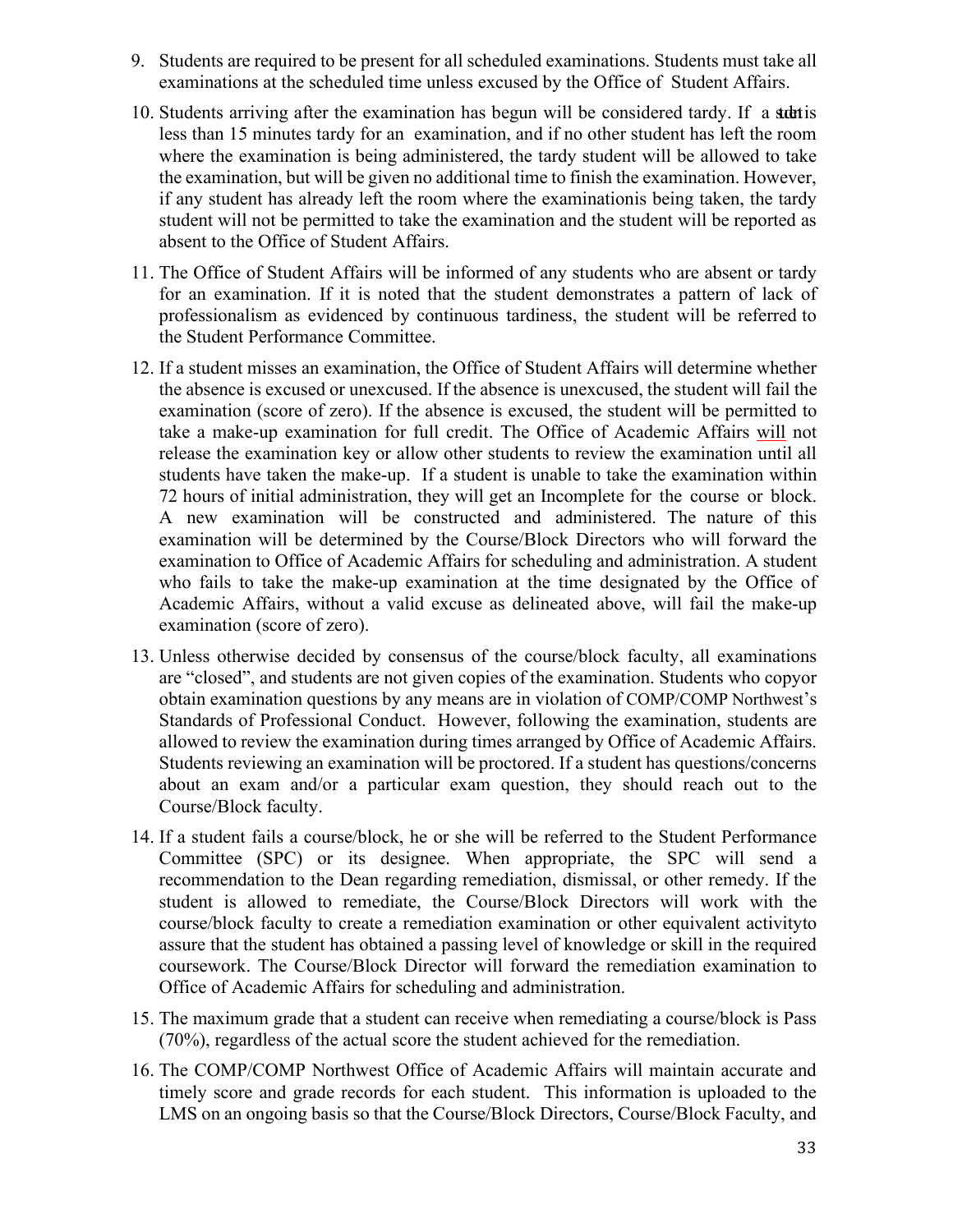9. Students are required to be present for all scheduled examinations. Students must take all examinations at the scheduled time unless excused by the Office of Student Affairs.
10. Students arriving after the examination has begun will be considered tardy. If a student is less than 15 minutes tardy for an examination, and if no other student has left the room where the examination is being administered, the tardy student will be allowed to take the examination, but will be given no additional time to finish the examination. However, if any student has already left the room where the examinationis being taken, the tardy student will not be permitted to take the examination and the student will be reported as absent to the Office of Student Affairs.
11. The Office of Student Affairs will be informed of any students who are absent or tardy for an examination. If it is noted that the student demonstrates a pattern of lack of professionalism as evidenced by continuous tardiness, the student will be referred to the Student Performance Committee.
12. If a student misses an examination, the Office of Student Affairs will determine whether the absence is excused or unexcused. If the absence is unexcused, the student will fail the examination (score of zero). If the absence is excused, the student will be permitted to take a make-up examination for full credit. The Office of Academic Affairs will not release the examination key or allow other students to review the examination until all students have taken the make-up. If a student is unable to take the examination within 72 hours of initial administration, they will get an Incomplete for the course or block. A new examination will be constructed and administered. The nature of this examination will be determined by the Course/Block Directors who will forward the examination to Office of Academic Affairs for scheduling and administration. A student who fails to take the make-up examination at the time designated by the Office of Academic Affairs, without a valid excuse as delineated above, will fail the make-up examination (score of zero).
13. Unless otherwise decided by consensus of the course/block faculty, all examinations are "closed", and students are not given copies of the examination. Students who copyor obtain examination questions by any means are in violation of COMP/COMP Northwest's Standards of Professional Conduct. However, following the examination, students are allowed to review the examination during times arranged by Office of Academic Affairs. Students reviewing an examination will be proctored. If a student has questions/concerns about an exam and/or a particular exam question, they should reach out to the Course/Block faculty.
14. If a student fails a course/block, he or she will be referred to the Student Performance Committee (SPC) or its designee. When appropriate, the SPC will send a recommendation to the Dean regarding remediation, dismissal, or other remedy. If the student is allowed to remediate, the Course/Block Directors will work with the course/block faculty to create a remediation examination or other equivalent activityto assure that the student has obtained a passing level of knowledge or skill in the required coursework. The Course/Block Director will forward the remediation examination to Office of Academic Affairs for scheduling and administration.
15. The maximum grade that a student can receive when remediating a course/block is Pass (70%), regardless of the actual score the student achieved for the remediation.
16. The COMP/COMP Northwest Office of Academic Affairs will maintain accurate and timely score and grade records for each student. This information is uploaded to the LMS on an ongoing basis so that the Course/Block Directors, Course/Block Faculty, and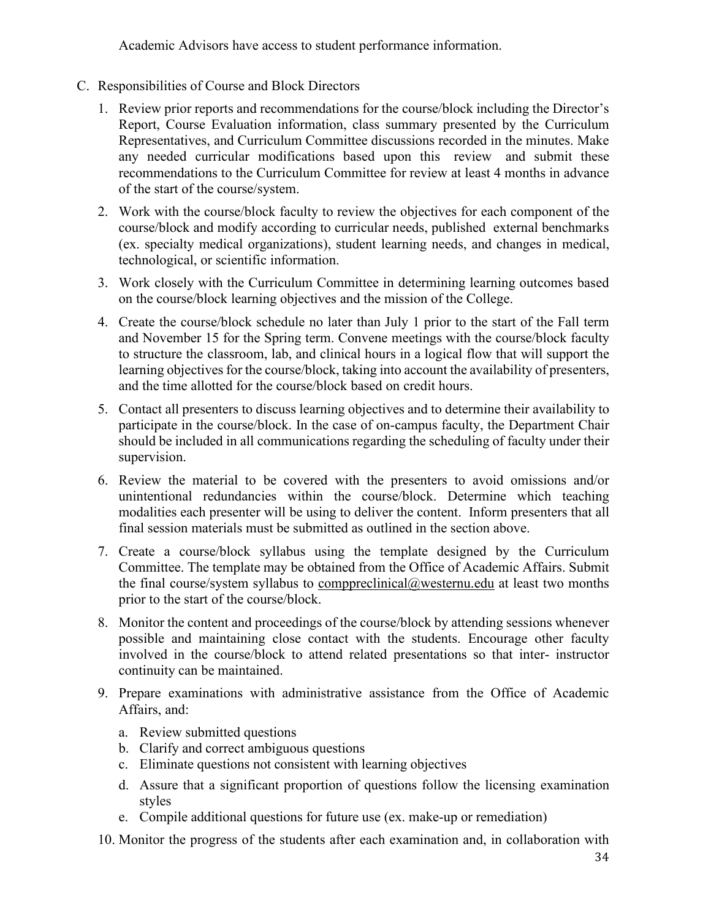Academic Advisors have access to student performance information.

C. Responsibilities of Course and Block Directors

1. Review prior reports and recommendations for the course/block including the Director's Report, Course Evaluation information, class summary presented by the Curriculum Representatives, and Curriculum Committee discussions recorded in the minutes. Make any needed curricular modifications based upon this review and submit these recommendations to the Curriculum Committee for review at least 4 months in advance of the start of the course/system.
2. Work with the course/block faculty to review the objectives for each component of the course/block and modify according to curricular needs, published external benchmarks (ex. specialty medical organizations), student learning needs, and changes in medical, technological, or scientific information.
3. Work closely with the Curriculum Committee in determining learning outcomes based on the course/block learning objectives and the mission of the College.
4. Create the course/block schedule no later than July 1 prior to the start of the Fall term and November 15 for the Spring term. Convene meetings with the course/block faculty to structure the classroom, lab, and clinical hours in a logical flow that will support the learning objectives for the course/block, taking into account the availability of presenters, and the time allotted for the course/block based on credit hours.
5. Contact all presenters to discuss learning objectives and to determine their availability to participate in the course/block. In the case of on-campus faculty, the Department Chair should be included in all communications regarding the scheduling of faculty under their supervision.
6. Review the material to be covered with the presenters to avoid omissions and/or unintentional redundancies within the course/block. Determine which teaching modalities each presenter will be using to deliver the content. Inform presenters that all final session materials must be submitted as outlined in the section above.
7. Create a course/block syllabus using the template designed by the Curriculum Committee. The template may be obtained from the Office of Academic Affairs. Submit the final course/system syllabus to comppreclinical@westernu.edu at least two months prior to the start of the course/block.
8. Monitor the content and proceedings of the course/block by attending sessions whenever possible and maintaining close contact with the students. Encourage other faculty involved in the course/block to attend related presentations so that inter- instructor continuity can be maintained.
9. Prepare examinations with administrative assistance from the Office of Academic Affairs, and:
   a. Review submitted questions
   b. Clarify and correct ambiguous questions
   c. Eliminate questions not consistent with learning objectives
   d. Assure that a significant proportion of questions follow the licensing examination styles
   e. Compile additional questions for future use (ex. make-up or remediation)
10. Monitor the progress of the students after each examination and, in collaboration with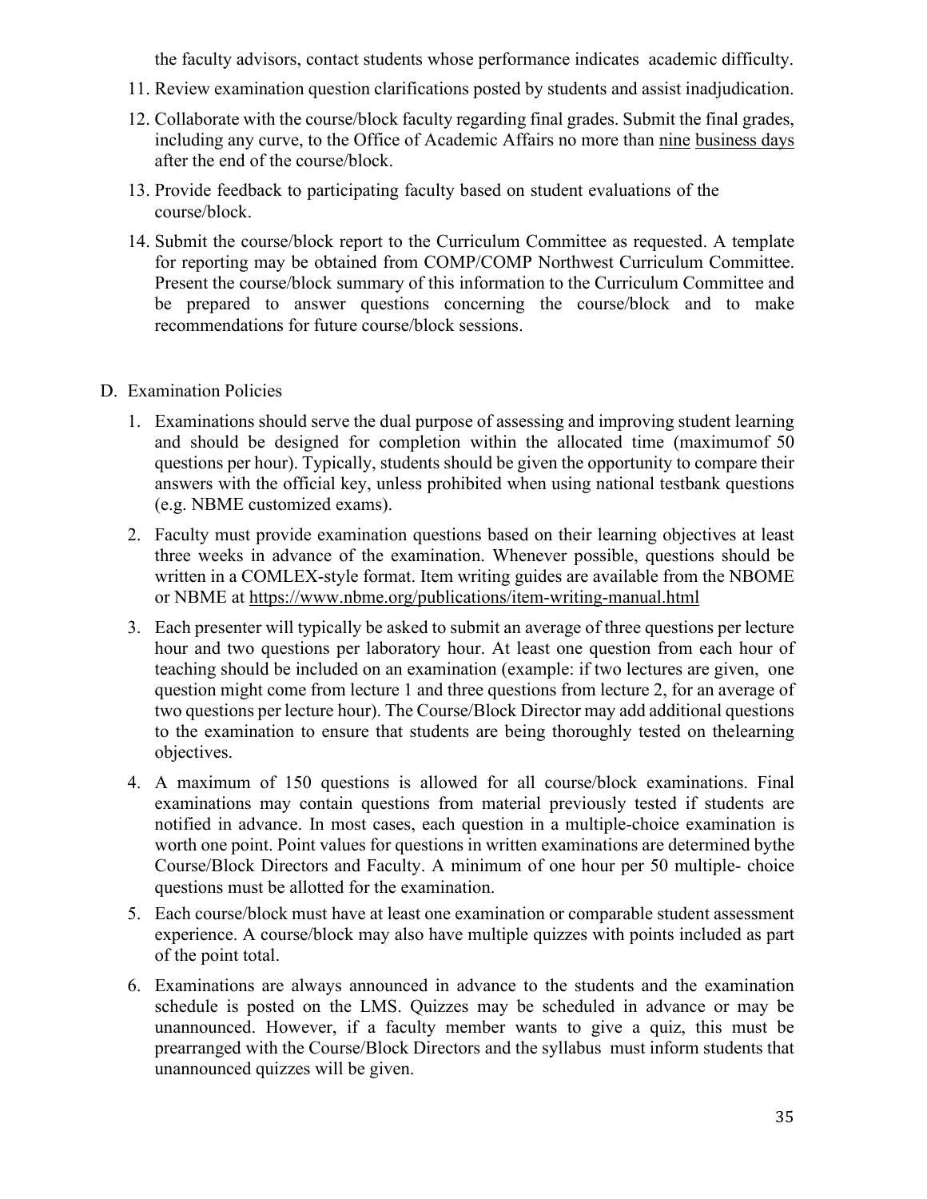the faculty advisors, contact students whose performance indicates academic difficulty.

11. Review examination question clarifications posted by students and assist inadjudication.
12. Collaborate with the course/block faculty regarding final grades. Submit the final grades, including any curve, to the Office of Academic Affairs no more than nine business days after the end of the course/block.
13. Provide feedback to participating faculty based on student evaluations of the course/block.
14. Submit the course/block report to the Curriculum Committee as requested. A template for reporting may be obtained from COMP/COMP Northwest Curriculum Committee. Present the course/block summary of this information to the Curriculum Committee and be prepared to answer questions concerning the course/block and to make recommendations for future course/block sessions.

D. Examination Policies

1. Examinations should serve the dual purpose of assessing and improving student learning and should be designed for completion within the allocated time (maximumof 50 questions per hour). Typically, students should be given the opportunity to compare their answers with the official key, unless prohibited when using national testbank questions (e.g. NBME customized exams).
2. Faculty must provide examination questions based on their learning objectives at least three weeks in advance of the examination. Whenever possible, questions should be written in a COMLEX-style format. Item writing guides are available from the NBOME or NBME at https://www.nbme.org/publications/item-writing-manual.html
3. Each presenter will typically be asked to submit an average of three questions per lecture hour and two questions per laboratory hour. At least one question from each hour of teaching should be included on an examination (example: if two lectures are given, one question might come from lecture 1 and three questions from lecture 2, for an average of two questions per lecture hour). The Course/Block Director may add additional questions to the examination to ensure that students are being thoroughly tested on thelearning objectives.
4. A maximum of 150 questions is allowed for all course/block examinations. Final examinations may contain questions from material previously tested if students are notified in advance. In most cases, each question in a multiple-choice examination is worth one point. Point values for questions in written examinations are determined bythe Course/Block Directors and Faculty. A minimum of one hour per 50 multiple- choice questions must be allotted for the examination.
5. Each course/block must have at least one examination or comparable student assessment experience. A course/block may also have multiple quizzes with points included as part of the point total.
6. Examinations are always announced in advance to the students and the examination schedule is posted on the LMS. Quizzes may be scheduled in advance or may be unannounced. However, if a faculty member wants to give a quiz, this must be prearranged with the Course/Block Directors and the syllabus must inform students that unannounced quizzes will be given.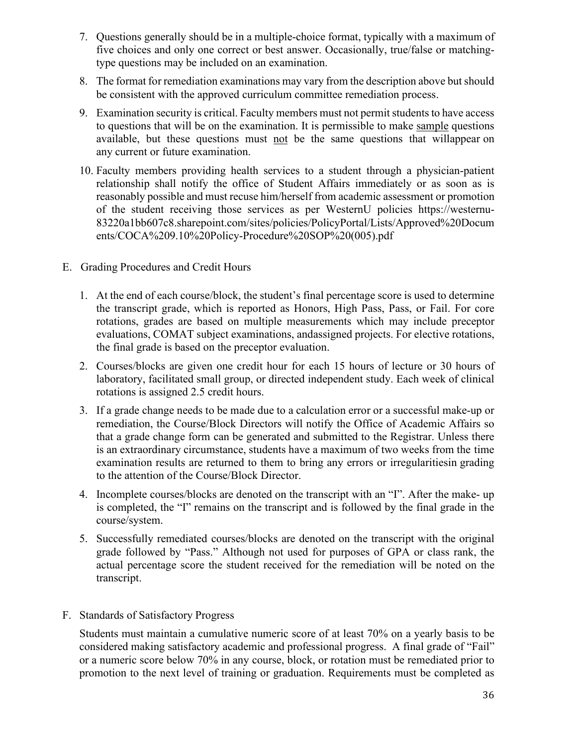7. Questions generally should be in a multiple-choice format, typically with a maximum of five choices and only one correct or best answer. Occasionally, true/false or matching-type questions may be included on an examination.

8. The format for remediation examinations may vary from the description above but should be consistent with the approved curriculum committee remediation process.

9. Examination security is critical. Faculty members must not permit students to have access to questions that will be on the examination. It is permissible to make <u>sample</u> questions available, but these questions must <u>not</u> be the same questions that willappear on any current or future examination.

10. Faculty members providing health services to a student through a physician-patient relationship shall notify the office of Student Affairs immediately or as soon as is reasonably possible and must recuse him/herself from academic assessment or promotion of the student receiving those services as per WesternU policies https://westernu-83220a1bb607c8.sharepoint.com/sites/policies/PolicyPortal/Lists/Approved%20Documents/COCA%209.10%20Policy-Procedure%20SOP%20(005).pdf

E. Grading Procedures and Credit Hours

1. At the end of each course/block, the student's final percentage score is used to determine the transcript grade, which is reported as Honors, High Pass, Pass, or Fail. For core rotations, grades are based on multiple measurements which may include preceptor evaluations, COMAT subject examinations, andassigned projects. For elective rotations, the final grade is based on the preceptor evaluation.

2. Courses/blocks are given one credit hour for each 15 hours of lecture or 30 hours of laboratory, facilitated small group, or directed independent study. Each week of clinical rotations is assigned 2.5 credit hours.

3. If a grade change needs to be made due to a calculation error or a successful make-up or remediation, the Course/Block Directors will notify the Office of Academic Affairs so that a grade change form can be generated and submitted to the Registrar. Unless there is an extraordinary circumstance, students have a maximum of two weeks from the time examination results are returned to them to bring any errors or irregularitiesin grading to the attention of the Course/Block Director.

4. Incomplete courses/blocks are denoted on the transcript with an "I". After the make- up is completed, the "I" remains on the transcript and is followed by the final grade in the course/system.

5. Successfully remediated courses/blocks are denoted on the transcript with the original grade followed by "Pass." Although not used for purposes of GPA or class rank, the actual percentage score the student received for the remediation will be noted on the transcript.

F. Standards of Satisfactory Progress

Students must maintain a cumulative numeric score of at least 70% on a yearly basis to be considered making satisfactory academic and professional progress. A final grade of "Fail" or a numeric score below 70% in any course, block, or rotation must be remediated prior to promotion to the next level of training or graduation. Requirements must be completed as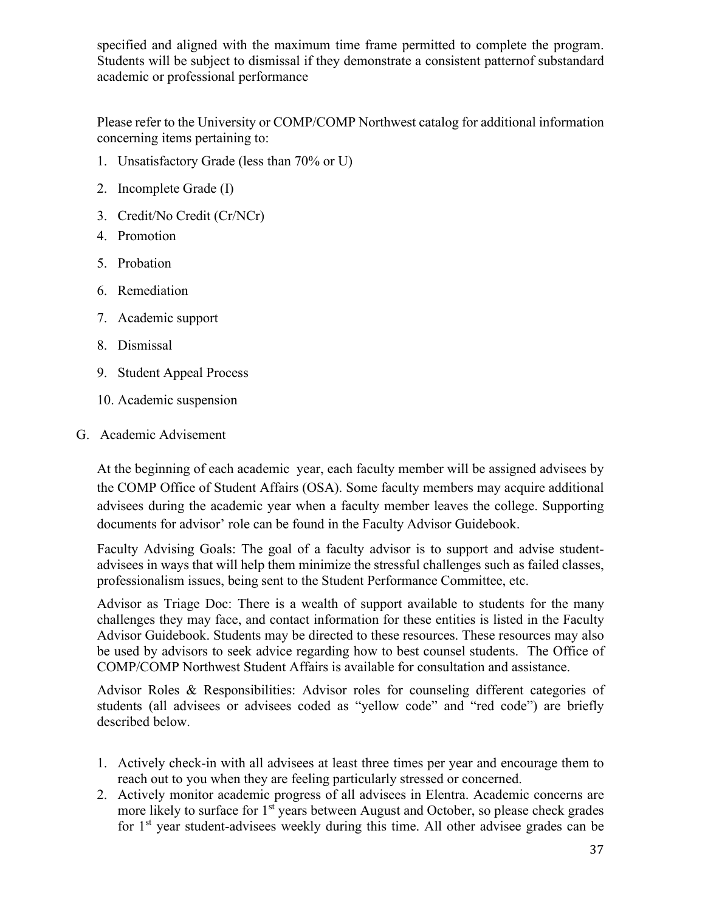specified and aligned with the maximum time frame permitted to complete the program. Students will be subject to dismissal if they demonstrate a consistent patternof substandard academic or professional performance

Please refer to the University or COMP/COMP Northwest catalog for additional information concerning items pertaining to:

1. Unsatisfactory Grade (less than 70% or U)
2. Incomplete Grade (I)
3. Credit/No Credit (Cr/NCr)
4. Promotion
5. Probation
6. Remediation
7. Academic support
8. Dismissal
9. Student Appeal Process
10. Academic suspension

G. Academic Advisement

At the beginning of each academic year, each faculty member will be assigned advisees by the COMP Office of Student Affairs (OSA). Some faculty members may acquire additional advisees during the academic year when a faculty member leaves the college. Supporting documents for advisor' role can be found in the Faculty Advisor Guidebook.

Faculty Advising Goals: The goal of a faculty advisor is to support and advise student-advisees in ways that will help them minimize the stressful challenges such as failed classes, professionalism issues, being sent to the Student Performance Committee, etc.

Advisor as Triage Doc: There is a wealth of support available to students for the many challenges they may face, and contact information for these entities is listed in the Faculty Advisor Guidebook. Students may be directed to these resources. These resources may also be used by advisors to seek advice regarding how to best counsel students. The Office of COMP/COMP Northwest Student Affairs is available for consultation and assistance.

Advisor Roles & Responsibilities: Advisor roles for counseling different categories of students (all advisees or advisees coded as "yellow code" and "red code") are briefly described below.

1. Actively check-in with all advisees at least three times per year and encourage them to reach out to you when they are feeling particularly stressed or concerned.
2. Actively monitor academic progress of all advisees in Elentra. Academic concerns are more likely to surface for 1st years between August and October, so please check grades for 1st year student-advisees weekly during this time. All other advisee grades can be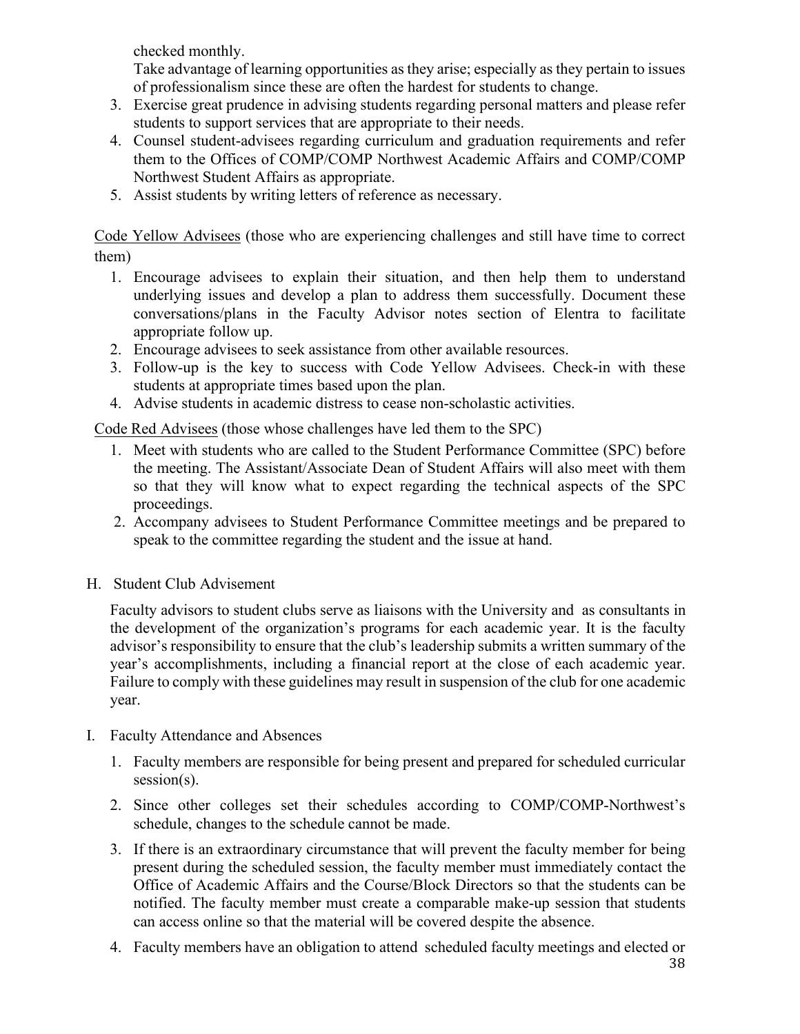checked monthly.

Take advantage of learning opportunities as they arise; especially as they pertain to issues of professionalism since these are often the hardest for students to change.

3. Exercise great prudence in advising students regarding personal matters and please refer students to support services that are appropriate to their needs.
4. Counsel student-advisees regarding curriculum and graduation requirements and refer them to the Offices of COMP/COMP Northwest Academic Affairs and COMP/COMP Northwest Student Affairs as appropriate.
5. Assist students by writing letters of reference as necessary.

<u>Code Yellow Advisees</u> (those who are experiencing challenges and still have time to correct them)

1. Encourage advisees to explain their situation, and then help them to understand underlying issues and develop a plan to address them successfully. Document these conversations/plans in the Faculty Advisor notes section of Elentra to facilitate appropriate follow up.
2. Encourage advisees to seek assistance from other available resources.
3. Follow-up is the key to success with Code Yellow Advisees. Check-in with these students at appropriate times based upon the plan.
4. Advise students in academic distress to cease non-scholastic activities.

<u>Code Red Advisees</u> (those whose challenges have led them to the SPC)

1. Meet with students who are called to the Student Performance Committee (SPC) before the meeting. The Assistant/Associate Dean of Student Affairs will also meet with them so that they will know what to expect regarding the technical aspects of the SPC proceedings.
2. Accompany advisees to Student Performance Committee meetings and be prepared to speak to the committee regarding the student and the issue at hand.

H. Student Club Advisement

Faculty advisors to student clubs serve as liaisons with the University and as consultants in the development of the organization's programs for each academic year. It is the faculty advisor's responsibility to ensure that the club's leadership submits a written summary of the year's accomplishments, including a financial report at the close of each academic year. Failure to comply with these guidelines may result in suspension of the club for one academic year.

I. Faculty Attendance and Absences

1. Faculty members are responsible for being present and prepared for scheduled curricular session(s).
2. Since other colleges set their schedules according to COMP/COMP-Northwest's schedule, changes to the schedule cannot be made.
3. If there is an extraordinary circumstance that will prevent the faculty member for being present during the scheduled session, the faculty member must immediately contact the Office of Academic Affairs and the Course/Block Directors so that the students can be notified. The faculty member must create a comparable make-up session that students can access online so that the material will be covered despite the absence.
4. Faculty members have an obligation to attend scheduled faculty meetings and elected or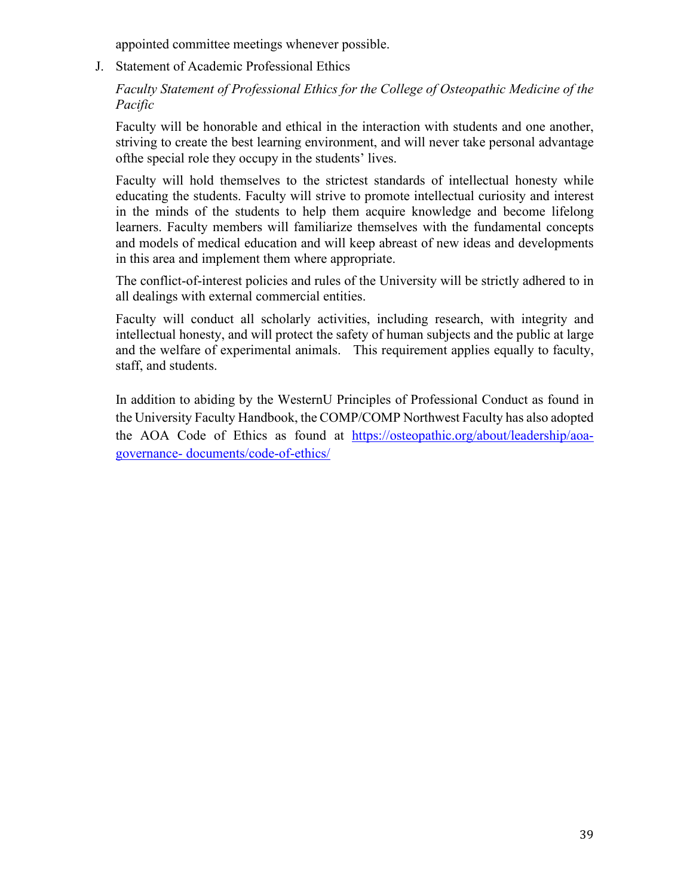appointed committee meetings whenever possible.

J. Statement of Academic Professional Ethics

*Faculty Statement of Professional Ethics for the College of Osteopathic Medicine of the Pacific*

Faculty will be honorable and ethical in the interaction with students and one another, striving to create the best learning environment, and will never take personal advantage ofthe special role they occupy in the students' lives.

Faculty will hold themselves to the strictest standards of intellectual honesty while educating the students. Faculty will strive to promote intellectual curiosity and interest in the minds of the students to help them acquire knowledge and become lifelong learners. Faculty members will familiarize themselves with the fundamental concepts and models of medical education and will keep abreast of new ideas and developments in this area and implement them where appropriate.

The conflict-of-interest policies and rules of the University will be strictly adhered to in all dealings with external commercial entities.

Faculty will conduct all scholarly activities, including research, with integrity and intellectual honesty, and will protect the safety of human subjects and the public at large and the welfare of experimental animals. This requirement applies equally to faculty, staff, and students.

In addition to abiding by the WesternU Principles of Professional Conduct as found in the University Faculty Handbook, the COMP/COMP Northwest Faculty has also adopted the AOA Code of Ethics as found at [https://osteopathic.org/about/leadership/aoa-governance- documents/code-of-ethics/](https://osteopathic.org/about/leadership/aoa-governance-documents/code-of-ethics/)